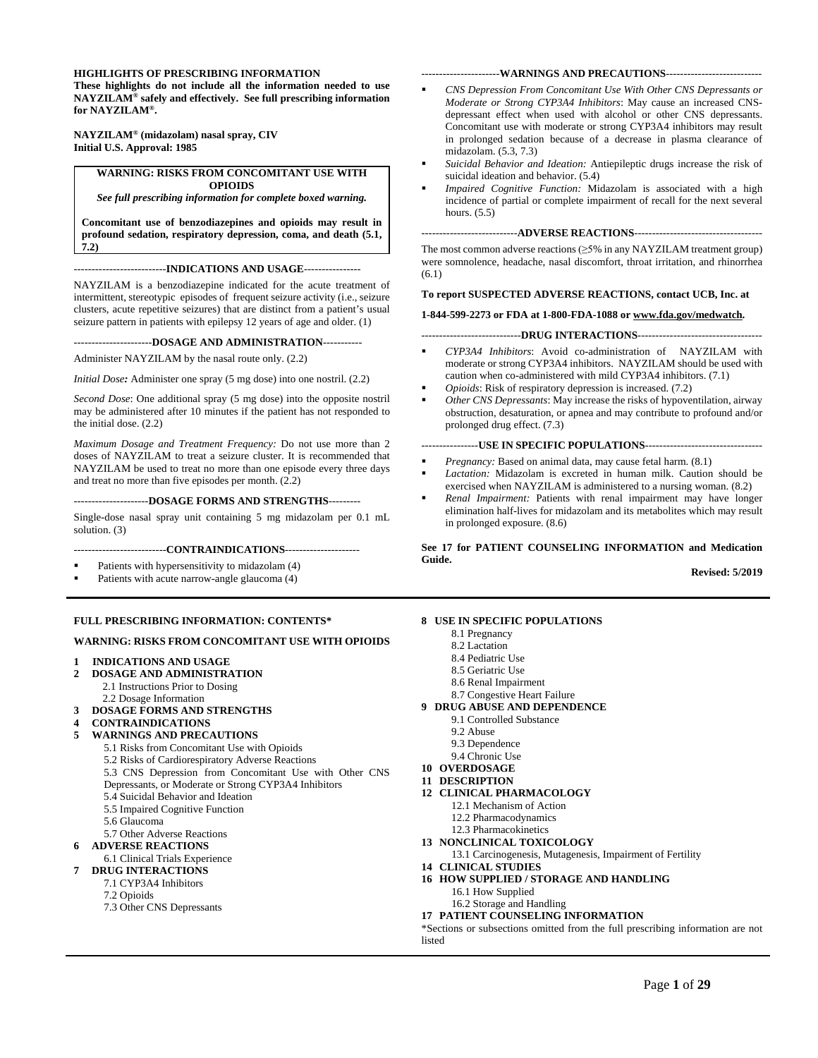**HIGHLIGHTS OF PRESCRIBING INFORMATION**

**These highlights do not include all the information needed to use NAYZILAM® safely and effectively. See full prescribing information for NAYZILAM®.**

**NAYZILAM® (midazolam) nasal spray, CIV**
**Initial U.S. Approval: 1985**

> **WARNING: RISKS FROM CONCOMITANT USE WITH OPIOIDS**
> *See full prescribing information for complete boxed warning.*
>
> **Concomitant use of benzodiazepines and opioids may result in profound sedation, respiratory depression, coma, and death (5.1, 7.2)**

**INDICATIONS AND USAGE**

NAYZILAM is a benzodiazepine indicated for the acute treatment of intermittent, stereotypic episodes of frequent seizure activity (i.e., seizure clusters, acute repetitive seizures) that are distinct from a patient's usual seizure pattern in patients with epilepsy 12 years of age and older. (1)

**DOSAGE AND ADMINISTRATION**

Administer NAYZILAM by the nasal route only. (2.2)

*Initial Dose:* Administer one spray (5 mg dose) into one nostril. (2.2)

*Second Dose*: One additional spray (5 mg dose) into the opposite nostril may be administered after 10 minutes if the patient has not responded to the initial dose. (2.2)

*Maximum Dosage and Treatment Frequency:* Do not use more than 2 doses of NAYZILAM to treat a seizure cluster. It is recommended that NAYZILAM be used to treat no more than one episode every three days and treat no more than five episodes per month. (2.2)

**DOSAGE FORMS AND STRENGTHS**

Single-dose nasal spray unit containing 5 mg midazolam per 0.1 mL solution. (3)

**CONTRAINDICATIONS**

- Patients with hypersensitivity to midazolam (4)
- Patients with acute narrow-angle glaucoma (4)

**WARNINGS AND PRECAUTIONS**

- *CNS Depression From Concomitant Use With Other CNS Depressants or Moderate or Strong CYP3A4 Inhibitors*: May cause an increased CNS-depressant effect when used with alcohol or other CNS depressants. Concomitant use with moderate or strong CYP3A4 inhibitors may result in prolonged sedation because of a decrease in plasma clearance of midazolam. (5.3, 7.3)
- *Suicidal Behavior and Ideation:* Antiepileptic drugs increase the risk of suicidal ideation and behavior. (5.4)
- *Impaired Cognitive Function:* Midazolam is associated with a high incidence of partial or complete impairment of recall for the next several hours. (5.5)

**ADVERSE REACTIONS**

The most common adverse reactions (≥5% in any NAYZILAM treatment group) were somnolence, headache, nasal discomfort, throat irritation, and rhinorrhea (6.1)

**To report SUSPECTED ADVERSE REACTIONS, contact UCB, Inc. at 1-844-599-2273 or FDA at 1-800-FDA-1088 or www.fda.gov/medwatch.**

**DRUG INTERACTIONS**

- *CYP3A4 Inhibitors*: Avoid co-administration of NAYZILAM with moderate or strong CYP3A4 inhibitors. NAYZILAM should be used with caution when co-administered with mild CYP3A4 inhibitors. (7.1)
- *Opioids*: Risk of respiratory depression is increased. (7.2)
- *Other CNS Depressants*: May increase the risks of hypoventilation, airway obstruction, desaturation, or apnea and may contribute to profound and/or prolonged drug effect. (7.3)

**USE IN SPECIFIC POPULATIONS**

- *Pregnancy:* Based on animal data, may cause fetal harm. (8.1)
- *Lactation:* Midazolam is excreted in human milk. Caution should be exercised when NAYZILAM is administered to a nursing woman. (8.2)
- *Renal Impairment:* Patients with renal impairment may have longer elimination half-lives for midazolam and its metabolites which may result in prolonged exposure. (8.6)

**See 17 for PATIENT COUNSELING INFORMATION and Medication Guide.**

**Revised: 5/2019**

---

**FULL PRESCRIBING INFORMATION: CONTENTS***

**WARNING: RISKS FROM CONCOMITANT USE WITH OPIOIDS**

**1 INDICATIONS AND USAGE**
**2 DOSAGE AND ADMINISTRATION**
- 2.1 Instructions Prior to Dosing
- 2.2 Dosage Information

**3 DOSAGE FORMS AND STRENGTHS**
**4 CONTRAINDICATIONS**
**5 WARNINGS AND PRECAUTIONS**
- 5.1 Risks from Concomitant Use with Opioids
- 5.2 Risks of Cardiorespiratory Adverse Reactions
- 5.3 CNS Depression from Concomitant Use with Other CNS Depressants, or Moderate or Strong CYP3A4 Inhibitors
- 5.4 Suicidal Behavior and Ideation
- 5.5 Impaired Cognitive Function
- 5.6 Glaucoma
- 5.7 Other Adverse Reactions

**6 ADVERSE REACTIONS**
- 6.1 Clinical Trials Experience

**7 DRUG INTERACTIONS**
- 7.1 CYP3A4 Inhibitors
- 7.2 Opioids
- 7.3 Other CNS Depressants

**8 USE IN SPECIFIC POPULATIONS**
- 8.1 Pregnancy
- 8.2 Lactation
- 8.4 Pediatric Use
- 8.5 Geriatric Use
- 8.6 Renal Impairment
- 8.7 Congestive Heart Failure

**9 DRUG ABUSE AND DEPENDENCE**
- 9.1 Controlled Substance
- 9.2 Abuse
- 9.3 Dependence
- 9.4 Chronic Use

**10 OVERDOSAGE**
**11 DESCRIPTION**
**12 CLINICAL PHARMACOLOGY**
- 12.1 Mechanism of Action
- 12.2 Pharmacodynamics
- 12.3 Pharmacokinetics

**13 NONCLINICAL TOXICOLOGY**
- 13.1 Carcinogenesis, Mutagenesis, Impairment of Fertility

**14 CLINICAL STUDIES**
**16 HOW SUPPLIED / STORAGE AND HANDLING**
- 16.1 How Supplied
- 16.2 Storage and Handling

**17 PATIENT COUNSELING INFORMATION**

*Sections or subsections omitted from the full prescribing information are not listed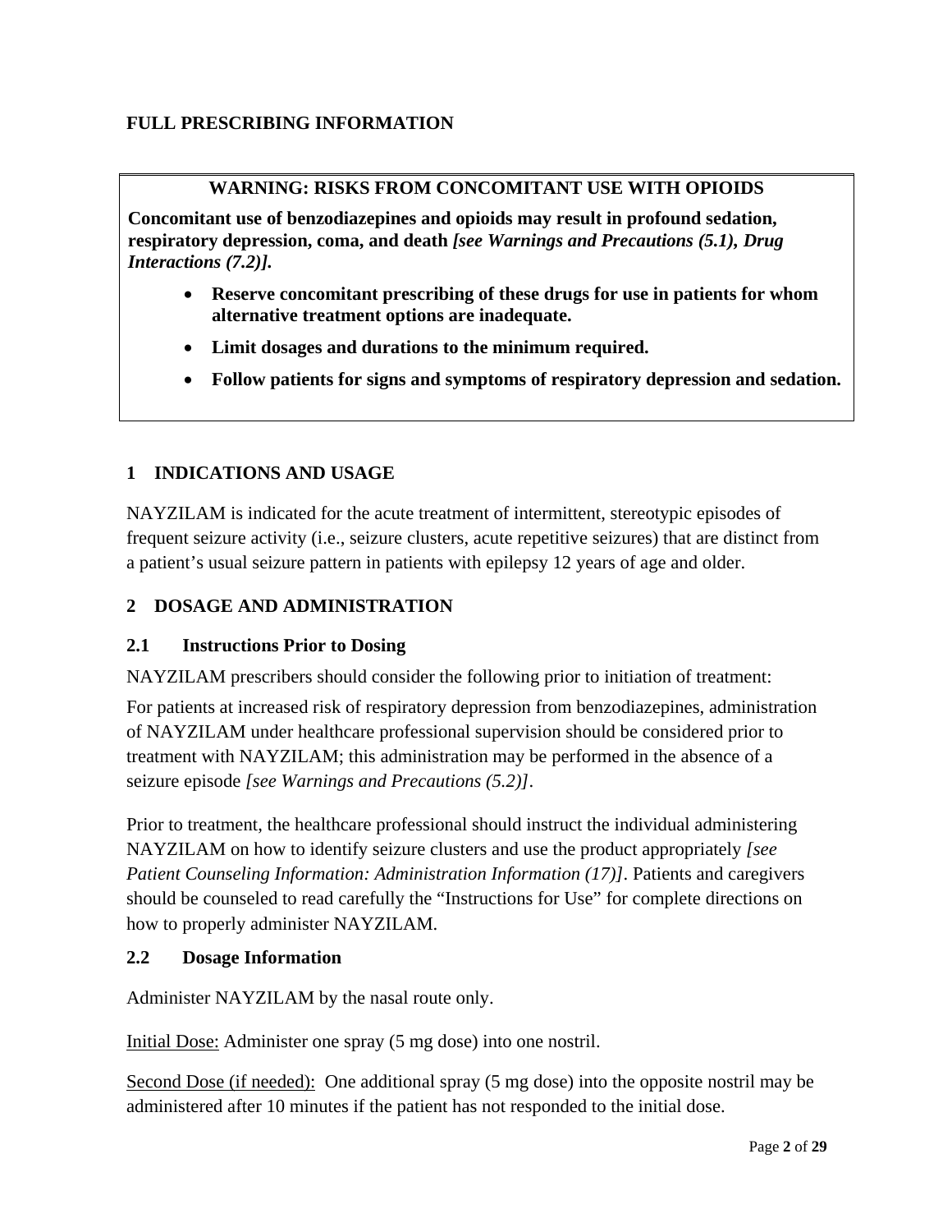## FULL PRESCRIBING INFORMATION

**WARNING: RISKS FROM CONCOMITANT USE WITH OPIOIDS**

**Concomitant use of benzodiazepines and opioids may result in profound sedation, respiratory depression, coma, and death** ***[see Warnings and Precautions (5.1), Drug Interactions (7.2)].***

- **Reserve concomitant prescribing of these drugs for use in patients for whom alternative treatment options are inadequate.**
- **Limit dosages and durations to the minimum required.**
- **Follow patients for signs and symptoms of respiratory depression and sedation.**

## 1 INDICATIONS AND USAGE

NAYZILAM is indicated for the acute treatment of intermittent, stereotypic episodes of frequent seizure activity (i.e., seizure clusters, acute repetitive seizures) that are distinct from a patient's usual seizure pattern in patients with epilepsy 12 years of age and older.

## 2 DOSAGE AND ADMINISTRATION

### 2.1 Instructions Prior to Dosing

NAYZILAM prescribers should consider the following prior to initiation of treatment:

For patients at increased risk of respiratory depression from benzodiazepines, administration of NAYZILAM under healthcare professional supervision should be considered prior to treatment with NAYZILAM; this administration may be performed in the absence of a seizure episode *[see Warnings and Precautions (5.2)]*.

Prior to treatment, the healthcare professional should instruct the individual administering NAYZILAM on how to identify seizure clusters and use the product appropriately *[see Patient Counseling Information: Administration Information (17)]*. Patients and caregivers should be counseled to read carefully the "Instructions for Use" for complete directions on how to properly administer NAYZILAM.

### 2.2 Dosage Information

Administer NAYZILAM by the nasal route only.

Initial Dose: Administer one spray (5 mg dose) into one nostril.

Second Dose (if needed): One additional spray (5 mg dose) into the opposite nostril may be administered after 10 minutes if the patient has not responded to the initial dose.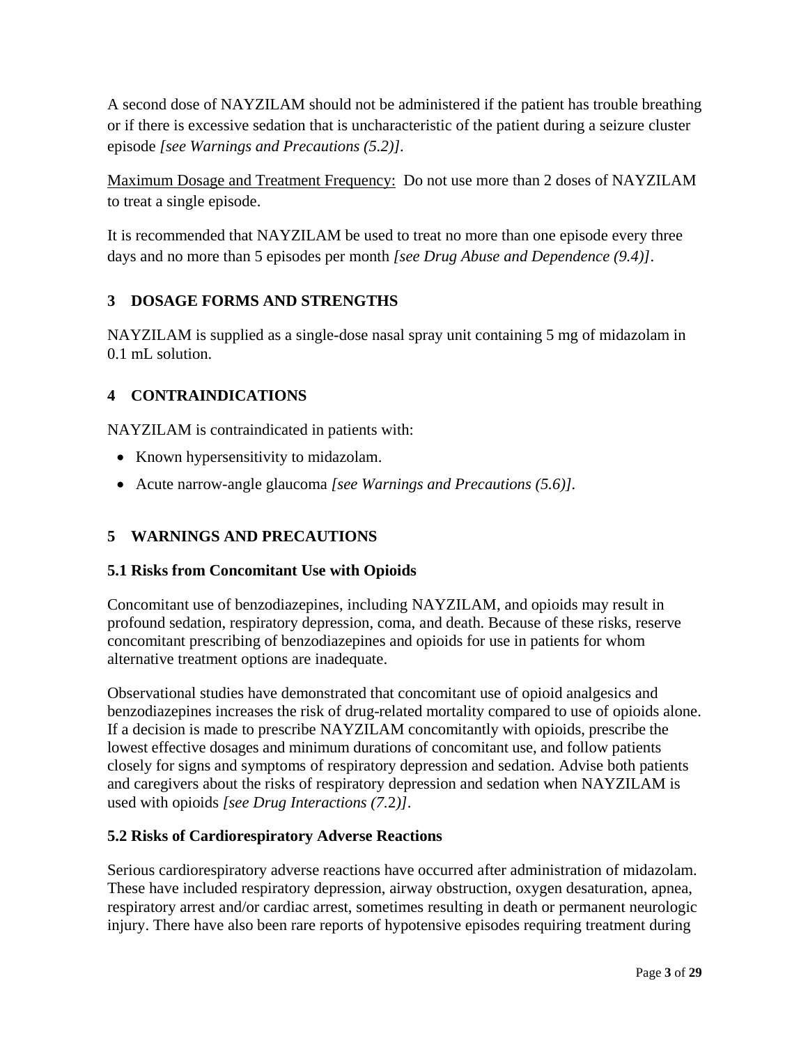A second dose of NAYZILAM should not be administered if the patient has trouble breathing or if there is excessive sedation that is uncharacteristic of the patient during a seizure cluster episode *[see Warnings and Precautions (5.2)]*.

<u>Maximum Dosage and Treatment Frequency:</u> Do not use more than 2 doses of NAYZILAM to treat a single episode.

It is recommended that NAYZILAM be used to treat no more than one episode every three days and no more than 5 episodes per month *[see Drug Abuse and Dependence (9.4)]*.

## 3 DOSAGE FORMS AND STRENGTHS

NAYZILAM is supplied as a single-dose nasal spray unit containing 5 mg of midazolam in 0.1 mL solution.

## 4 CONTRAINDICATIONS

NAYZILAM is contraindicated in patients with:

- Known hypersensitivity to midazolam.
- Acute narrow-angle glaucoma *[see Warnings and Precautions (5.6)]*.

## 5 WARNINGS AND PRECAUTIONS

### 5.1 Risks from Concomitant Use with Opioids

Concomitant use of benzodiazepines, including NAYZILAM, and opioids may result in profound sedation, respiratory depression, coma, and death. Because of these risks, reserve concomitant prescribing of benzodiazepines and opioids for use in patients for whom alternative treatment options are inadequate.

Observational studies have demonstrated that concomitant use of opioid analgesics and benzodiazepines increases the risk of drug-related mortality compared to use of opioids alone. If a decision is made to prescribe NAYZILAM concomitantly with opioids, prescribe the lowest effective dosages and minimum durations of concomitant use, and follow patients closely for signs and symptoms of respiratory depression and sedation. Advise both patients and caregivers about the risks of respiratory depression and sedation when NAYZILAM is used with opioids *[see Drug Interactions (7.2)]*.

### 5.2 Risks of Cardiorespiratory Adverse Reactions

Serious cardiorespiratory adverse reactions have occurred after administration of midazolam. These have included respiratory depression, airway obstruction, oxygen desaturation, apnea, respiratory arrest and/or cardiac arrest, sometimes resulting in death or permanent neurologic injury. There have also been rare reports of hypotensive episodes requiring treatment during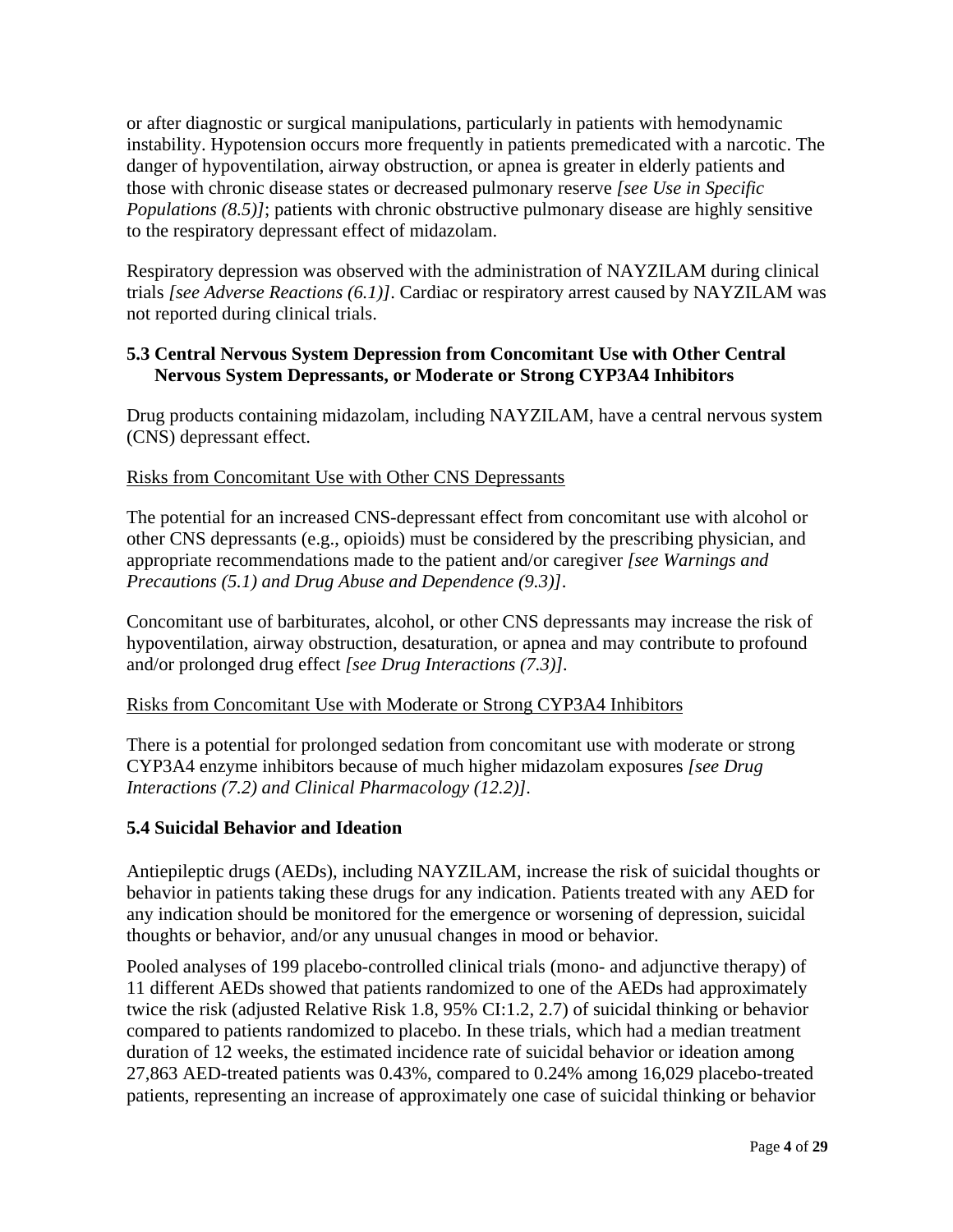or after diagnostic or surgical manipulations, particularly in patients with hemodynamic instability. Hypotension occurs more frequently in patients premedicated with a narcotic. The danger of hypoventilation, airway obstruction, or apnea is greater in elderly patients and those with chronic disease states or decreased pulmonary reserve *[see Use in Specific Populations (8.5)]*; patients with chronic obstructive pulmonary disease are highly sensitive to the respiratory depressant effect of midazolam.

Respiratory depression was observed with the administration of NAYZILAM during clinical trials *[see Adverse Reactions (6.1)]*. Cardiac or respiratory arrest caused by NAYZILAM was not reported during clinical trials.

### 5.3 Central Nervous System Depression from Concomitant Use with Other Central Nervous System Depressants, or Moderate or Strong CYP3A4 Inhibitors

Drug products containing midazolam, including NAYZILAM, have a central nervous system (CNS) depressant effect.

<u>Risks from Concomitant Use with Other CNS Depressants</u>

The potential for an increased CNS-depressant effect from concomitant use with alcohol or other CNS depressants (e.g., opioids) must be considered by the prescribing physician, and appropriate recommendations made to the patient and/or caregiver *[see Warnings and Precautions (5.1) and Drug Abuse and Dependence (9.3)]*.

Concomitant use of barbiturates, alcohol, or other CNS depressants may increase the risk of hypoventilation, airway obstruction, desaturation, or apnea and may contribute to profound and/or prolonged drug effect *[see Drug Interactions (7.3)]*.

<u>Risks from Concomitant Use with Moderate or Strong CYP3A4 Inhibitors</u>

There is a potential for prolonged sedation from concomitant use with moderate or strong CYP3A4 enzyme inhibitors because of much higher midazolam exposures *[see Drug Interactions (7.2) and Clinical Pharmacology (12.2)]*.

### 5.4 Suicidal Behavior and Ideation

Antiepileptic drugs (AEDs), including NAYZILAM, increase the risk of suicidal thoughts or behavior in patients taking these drugs for any indication. Patients treated with any AED for any indication should be monitored for the emergence or worsening of depression, suicidal thoughts or behavior, and/or any unusual changes in mood or behavior.

Pooled analyses of 199 placebo-controlled clinical trials (mono- and adjunctive therapy) of 11 different AEDs showed that patients randomized to one of the AEDs had approximately twice the risk (adjusted Relative Risk 1.8, 95% CI:1.2, 2.7) of suicidal thinking or behavior compared to patients randomized to placebo. In these trials, which had a median treatment duration of 12 weeks, the estimated incidence rate of suicidal behavior or ideation among 27,863 AED-treated patients was 0.43%, compared to 0.24% among 16,029 placebo-treated patients, representing an increase of approximately one case of suicidal thinking or behavior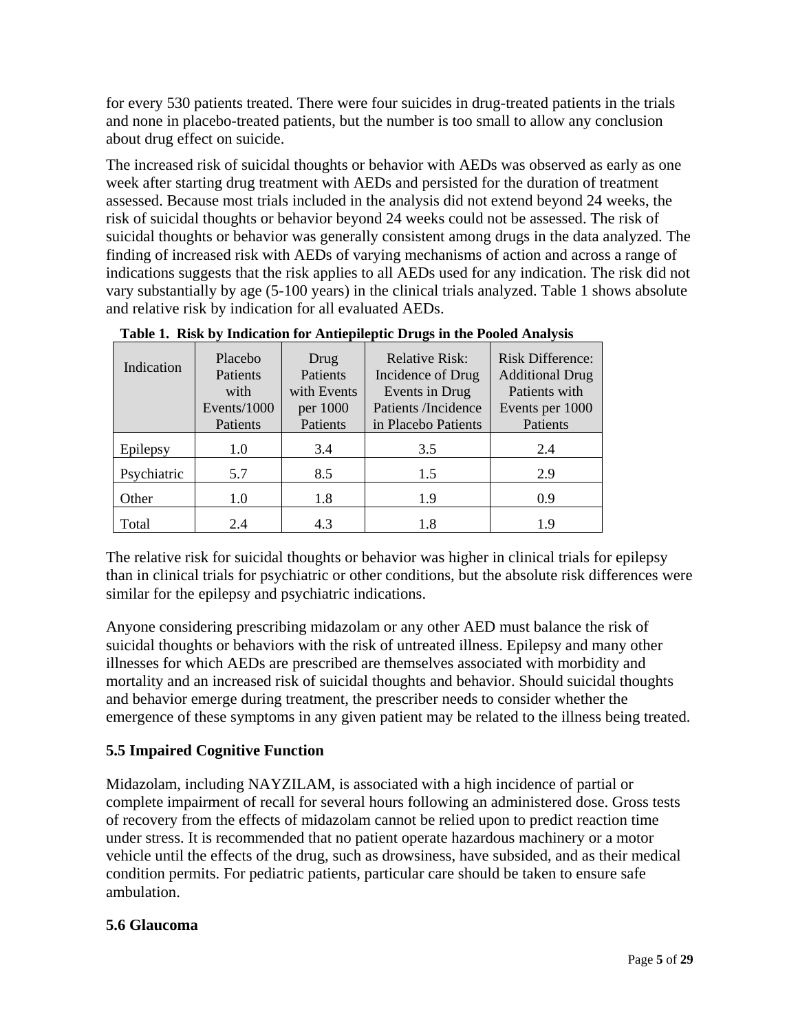for every 530 patients treated. There were four suicides in drug-treated patients in the trials and none in placebo-treated patients, but the number is too small to allow any conclusion about drug effect on suicide.

The increased risk of suicidal thoughts or behavior with AEDs was observed as early as one week after starting drug treatment with AEDs and persisted for the duration of treatment assessed. Because most trials included in the analysis did not extend beyond 24 weeks, the risk of suicidal thoughts or behavior beyond 24 weeks could not be assessed. The risk of suicidal thoughts or behavior was generally consistent among drugs in the data analyzed. The finding of increased risk with AEDs of varying mechanisms of action and across a range of indications suggests that the risk applies to all AEDs used for any indication. The risk did not vary substantially by age (5-100 years) in the clinical trials analyzed. Table 1 shows absolute and relative risk by indication for all evaluated AEDs.

**Table 1. Risk by Indication for Antiepileptic Drugs in the Pooled Analysis**

| Indication | Placebo Patients with Events/1000 Patients | Drug Patients with Events per 1000 Patients | Relative Risk: Incidence of Drug Events in Drug Patients /Incidence in Placebo Patients | Risk Difference: Additional Drug Patients with Events per 1000 Patients |
|---|---|---|---|---|
| Epilepsy | 1.0 | 3.4 | 3.5 | 2.4 |
| Psychiatric | 5.7 | 8.5 | 1.5 | 2.9 |
| Other | 1.0 | 1.8 | 1.9 | 0.9 |
| Total | 2.4 | 4.3 | 1.8 | 1.9 |

The relative risk for suicidal thoughts or behavior was higher in clinical trials for epilepsy than in clinical trials for psychiatric or other conditions, but the absolute risk differences were similar for the epilepsy and psychiatric indications.

Anyone considering prescribing midazolam or any other AED must balance the risk of suicidal thoughts or behaviors with the risk of untreated illness. Epilepsy and many other illnesses for which AEDs are prescribed are themselves associated with morbidity and mortality and an increased risk of suicidal thoughts and behavior. Should suicidal thoughts and behavior emerge during treatment, the prescriber needs to consider whether the emergence of these symptoms in any given patient may be related to the illness being treated.

### 5.5 Impaired Cognitive Function

Midazolam, including NAYZILAM, is associated with a high incidence of partial or complete impairment of recall for several hours following an administered dose. Gross tests of recovery from the effects of midazolam cannot be relied upon to predict reaction time under stress. It is recommended that no patient operate hazardous machinery or a motor vehicle until the effects of the drug, such as drowsiness, have subsided, and as their medical condition permits. For pediatric patients, particular care should be taken to ensure safe ambulation.

### 5.6 Glaucoma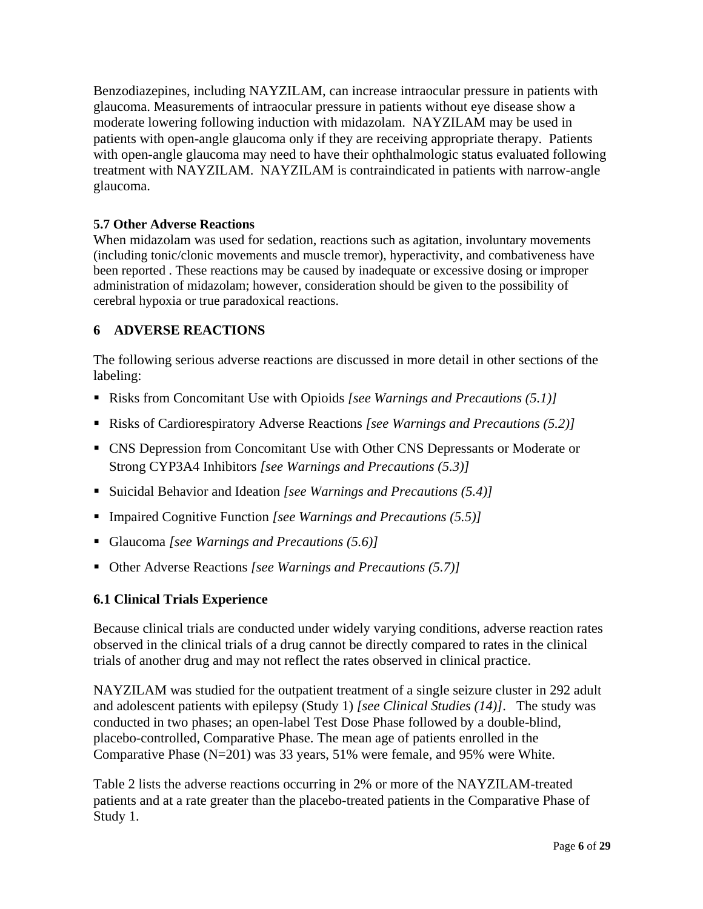Benzodiazepines, including NAYZILAM, can increase intraocular pressure in patients with glaucoma. Measurements of intraocular pressure in patients without eye disease show a moderate lowering following induction with midazolam. NAYZILAM may be used in patients with open-angle glaucoma only if they are receiving appropriate therapy. Patients with open-angle glaucoma may need to have their ophthalmologic status evaluated following treatment with NAYZILAM. NAYZILAM is contraindicated in patients with narrow-angle glaucoma.

### 5.7 Other Adverse Reactions

When midazolam was used for sedation, reactions such as agitation, involuntary movements (including tonic/clonic movements and muscle tremor), hyperactivity, and combativeness have been reported . These reactions may be caused by inadequate or excessive dosing or improper administration of midazolam; however, consideration should be given to the possibility of cerebral hypoxia or true paradoxical reactions.

## 6 ADVERSE REACTIONS

The following serious adverse reactions are discussed in more detail in other sections of the labeling:

- Risks from Concomitant Use with Opioids *[see Warnings and Precautions (5.1)]*
- Risks of Cardiorespiratory Adverse Reactions *[see Warnings and Precautions (5.2)]*
- CNS Depression from Concomitant Use with Other CNS Depressants or Moderate or Strong CYP3A4 Inhibitors *[see Warnings and Precautions (5.3)]*
- Suicidal Behavior and Ideation *[see Warnings and Precautions (5.4)]*
- Impaired Cognitive Function *[see Warnings and Precautions (5.5)]*
- Glaucoma *[see Warnings and Precautions (5.6)]*
- Other Adverse Reactions *[see Warnings and Precautions (5.7)]*

### 6.1 Clinical Trials Experience

Because clinical trials are conducted under widely varying conditions, adverse reaction rates observed in the clinical trials of a drug cannot be directly compared to rates in the clinical trials of another drug and may not reflect the rates observed in clinical practice.

NAYZILAM was studied for the outpatient treatment of a single seizure cluster in 292 adult and adolescent patients with epilepsy (Study 1) *[see Clinical Studies (14)]*. The study was conducted in two phases; an open-label Test Dose Phase followed by a double-blind, placebo-controlled, Comparative Phase. The mean age of patients enrolled in the Comparative Phase (N=201) was 33 years, 51% were female, and 95% were White.

Table 2 lists the adverse reactions occurring in 2% or more of the NAYZILAM-treated patients and at a rate greater than the placebo-treated patients in the Comparative Phase of Study 1.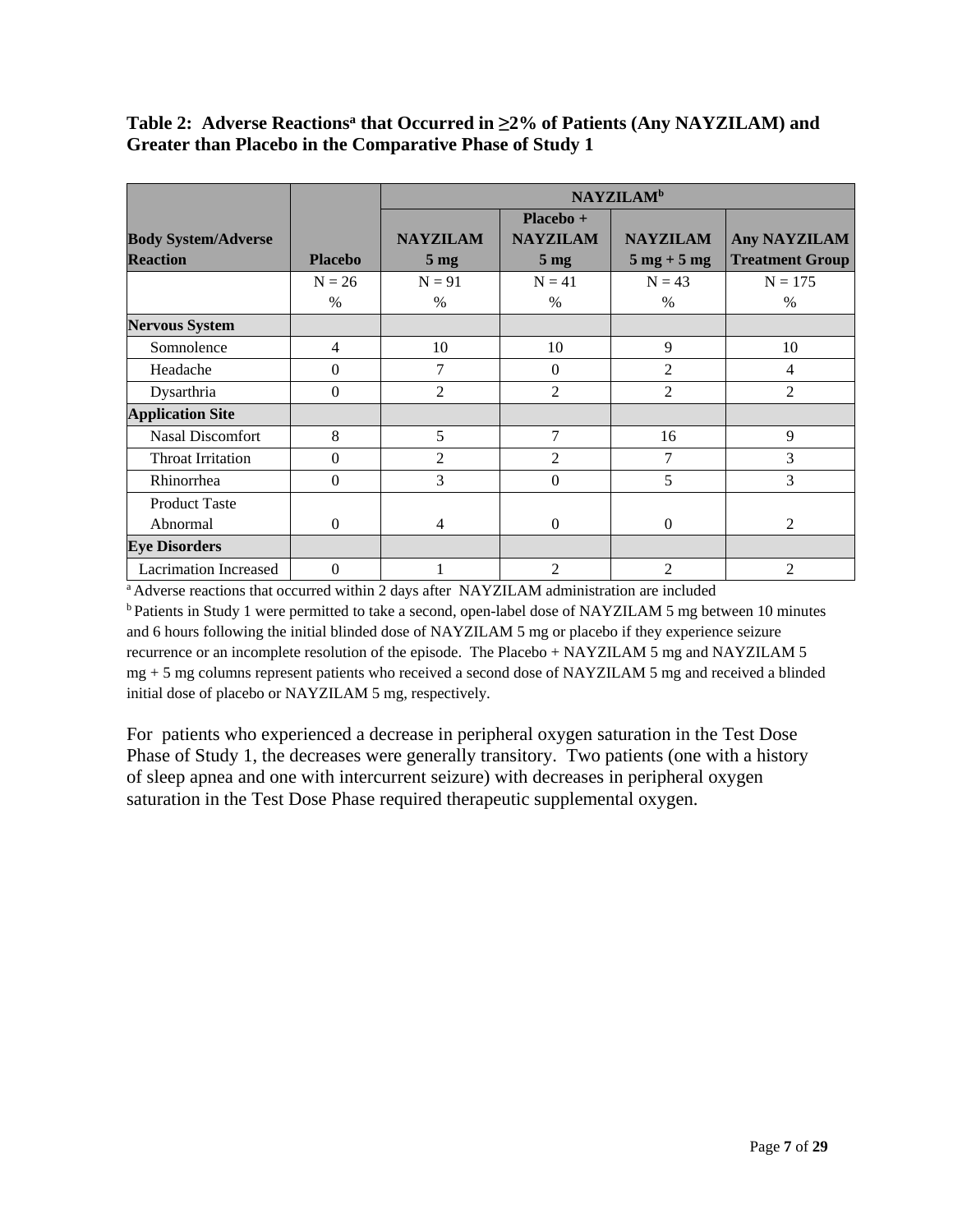**Table 2: Adverse Reactions[a] that Occurred in ≥2% of Patients (Any NAYZILAM) and Greater than Placebo in the Comparative Phase of Study 1**

| Body System/Adverse Reaction | Placebo | NAYZILAM[b] | | | |
|---|---|---|---|---|---|
| | | NAYZILAM 5 mg | Placebo + NAYZILAM 5 mg | NAYZILAM 5 mg + 5 mg | Any NAYZILAM Treatment Group |
| | N = 26<br>% | N = 91<br>% | N = 41<br>% | N = 43<br>% | N = 175<br>% |
| **Nervous System** | | | | | |
| Somnolence | 4 | 10 | 10 | 9 | 10 |
| Headache | 0 | 7 | 0 | 2 | 4 |
| Dysarthria | 0 | 2 | 2 | 2 | 2 |
| **Application Site** | | | | | |
| Nasal Discomfort | 8 | 5 | 7 | 16 | 9 |
| Throat Irritation | 0 | 2 | 2 | 7 | 3 |
| Rhinorrhea | 0 | 3 | 0 | 5 | 3 |
| Product Taste Abnormal | 0 | 4 | 0 | 0 | 2 |
| **Eye Disorders** | | | | | |
| Lacrimation Increased | 0 | 1 | 2 | 2 | 2 |

[a] Adverse reactions that occurred within 2 days after NAYZILAM administration are included

[b] Patients in Study 1 were permitted to take a second, open-label dose of NAYZILAM 5 mg between 10 minutes and 6 hours following the initial blinded dose of NAYZILAM 5 mg or placebo if they experience seizure recurrence or an incomplete resolution of the episode. The Placebo + NAYZILAM 5 mg and NAYZILAM 5 mg + 5 mg columns represent patients who received a second dose of NAYZILAM 5 mg and received a blinded initial dose of placebo or NAYZILAM 5 mg, respectively.

For patients who experienced a decrease in peripheral oxygen saturation in the Test Dose Phase of Study 1, the decreases were generally transitory. Two patients (one with a history of sleep apnea and one with intercurrent seizure) with decreases in peripheral oxygen saturation in the Test Dose Phase required therapeutic supplemental oxygen.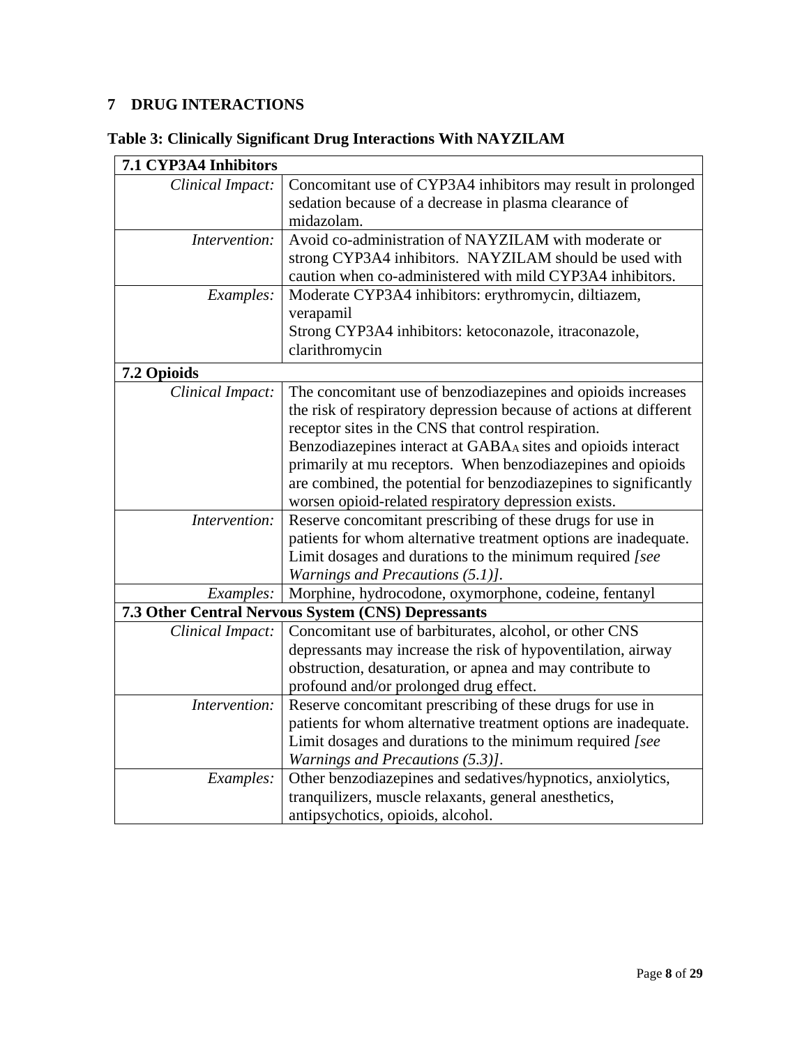## 7 DRUG INTERACTIONS

**Table 3: Clinically Significant Drug Interactions With NAYZILAM**

| **7.1 CYP3A4 Inhibitors** | |
|---|---|
| *Clinical Impact:* | Concomitant use of CYP3A4 inhibitors may result in prolonged sedation because of a decrease in plasma clearance of midazolam. |
| *Intervention:* | Avoid co-administration of NAYZILAM with moderate or strong CYP3A4 inhibitors. NAYZILAM should be used with caution when co-administered with mild CYP3A4 inhibitors. |
| *Examples:* | Moderate CYP3A4 inhibitors: erythromycin, diltiazem, verapamil<br>Strong CYP3A4 inhibitors: ketoconazole, itraconazole, clarithromycin |
| **7.2 Opioids** | |
| *Clinical Impact:* | The concomitant use of benzodiazepines and opioids increases the risk of respiratory depression because of actions at different receptor sites in the CNS that control respiration. Benzodiazepines interact at $GABA_A$ sites and opioids interact primarily at mu receptors. When benzodiazepines and opioids are combined, the potential for benzodiazepines to significantly worsen opioid-related respiratory depression exists. |
| *Intervention:* | Reserve concomitant prescribing of these drugs for use in patients for whom alternative treatment options are inadequate. Limit dosages and durations to the minimum required *[see Warnings and Precautions (5.1)]*. |
| *Examples:* | Morphine, hydrocodone, oxymorphone, codeine, fentanyl |
| **7.3 Other Central Nervous System (CNS) Depressants** | |
| *Clinical Impact:* | Concomitant use of barbiturates, alcohol, or other CNS depressants may increase the risk of hypoventilation, airway obstruction, desaturation, or apnea and may contribute to profound and/or prolonged drug effect. |
| *Intervention:* | Reserve concomitant prescribing of these drugs for use in patients for whom alternative treatment options are inadequate. Limit dosages and durations to the minimum required *[see Warnings and Precautions (5.3)]*. |
| *Examples:* | Other benzodiazepines and sedatives/hypnotics, anxiolytics, tranquilizers, muscle relaxants, general anesthetics, antipsychotics, opioids, alcohol. |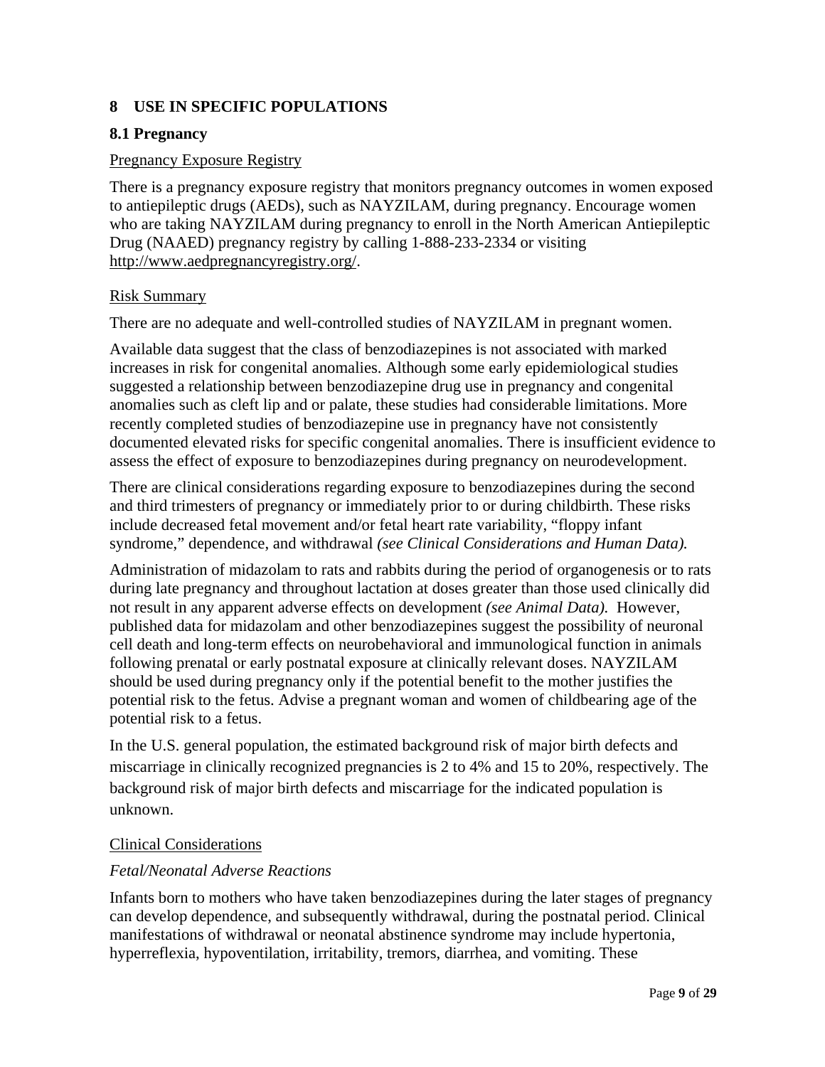## 8 USE IN SPECIFIC POPULATIONS

### 8.1 Pregnancy

Pregnancy Exposure Registry

There is a pregnancy exposure registry that monitors pregnancy outcomes in women exposed to antiepileptic drugs (AEDs), such as NAYZILAM, during pregnancy. Encourage women who are taking NAYZILAM during pregnancy to enroll in the North American Antiepileptic Drug (NAAED) pregnancy registry by calling 1-888-233-2334 or visiting http://www.aedpregnancyregistry.org/.

Risk Summary

There are no adequate and well-controlled studies of NAYZILAM in pregnant women.

Available data suggest that the class of benzodiazepines is not associated with marked increases in risk for congenital anomalies. Although some early epidemiological studies suggested a relationship between benzodiazepine drug use in pregnancy and congenital anomalies such as cleft lip and or palate, these studies had considerable limitations. More recently completed studies of benzodiazepine use in pregnancy have not consistently documented elevated risks for specific congenital anomalies. There is insufficient evidence to assess the effect of exposure to benzodiazepines during pregnancy on neurodevelopment.

There are clinical considerations regarding exposure to benzodiazepines during the second and third trimesters of pregnancy or immediately prior to or during childbirth. These risks include decreased fetal movement and/or fetal heart rate variability, "floppy infant syndrome," dependence, and withdrawal *(see Clinical Considerations and Human Data).*

Administration of midazolam to rats and rabbits during the period of organogenesis or to rats during late pregnancy and throughout lactation at doses greater than those used clinically did not result in any apparent adverse effects on development *(see Animal Data).* However, published data for midazolam and other benzodiazepines suggest the possibility of neuronal cell death and long-term effects on neurobehavioral and immunological function in animals following prenatal or early postnatal exposure at clinically relevant doses. NAYZILAM should be used during pregnancy only if the potential benefit to the mother justifies the potential risk to the fetus. Advise a pregnant woman and women of childbearing age of the potential risk to a fetus.

In the U.S. general population, the estimated background risk of major birth defects and miscarriage in clinically recognized pregnancies is 2 to 4% and 15 to 20%, respectively. The background risk of major birth defects and miscarriage for the indicated population is unknown.

Clinical Considerations

*Fetal/Neonatal Adverse Reactions*

Infants born to mothers who have taken benzodiazepines during the later stages of pregnancy can develop dependence, and subsequently withdrawal, during the postnatal period. Clinical manifestations of withdrawal or neonatal abstinence syndrome may include hypertonia, hyperreflexia, hypoventilation, irritability, tremors, diarrhea, and vomiting. These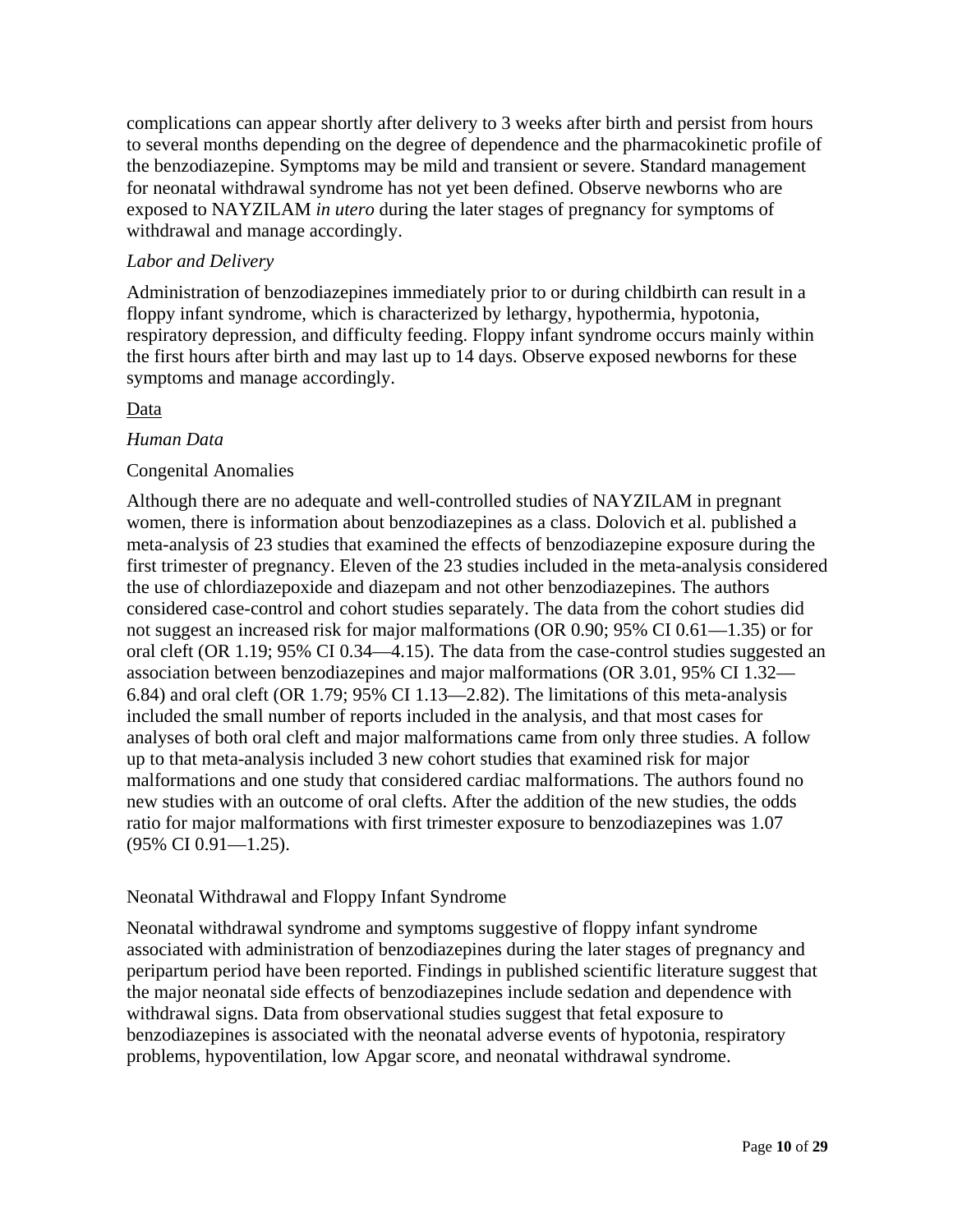complications can appear shortly after delivery to 3 weeks after birth and persist from hours to several months depending on the degree of dependence and the pharmacokinetic profile of the benzodiazepine. Symptoms may be mild and transient or severe. Standard management for neonatal withdrawal syndrome has not yet been defined. Observe newborns who are exposed to NAYZILAM *in utero* during the later stages of pregnancy for symptoms of withdrawal and manage accordingly.

*Labor and Delivery*

Administration of benzodiazepines immediately prior to or during childbirth can result in a floppy infant syndrome, which is characterized by lethargy, hypothermia, hypotonia, respiratory depression, and difficulty feeding. Floppy infant syndrome occurs mainly within the first hours after birth and may last up to 14 days. Observe exposed newborns for these symptoms and manage accordingly.

Data

*Human Data*

Congenital Anomalies

Although there are no adequate and well-controlled studies of NAYZILAM in pregnant women, there is information about benzodiazepines as a class. Dolovich et al. published a meta-analysis of 23 studies that examined the effects of benzodiazepine exposure during the first trimester of pregnancy. Eleven of the 23 studies included in the meta-analysis considered the use of chlordiazepoxide and diazepam and not other benzodiazepines. The authors considered case-control and cohort studies separately. The data from the cohort studies did not suggest an increased risk for major malformations (OR 0.90; 95% CI 0.61—1.35) or for oral cleft (OR 1.19; 95% CI 0.34—4.15). The data from the case-control studies suggested an association between benzodiazepines and major malformations (OR 3.01, 95% CI 1.32—6.84) and oral cleft (OR 1.79; 95% CI 1.13—2.82). The limitations of this meta-analysis included the small number of reports included in the analysis, and that most cases for analyses of both oral cleft and major malformations came from only three studies. A follow up to that meta-analysis included 3 new cohort studies that examined risk for major malformations and one study that considered cardiac malformations. The authors found no new studies with an outcome of oral clefts. After the addition of the new studies, the odds ratio for major malformations with first trimester exposure to benzodiazepines was 1.07 (95% CI 0.91—1.25).

Neonatal Withdrawal and Floppy Infant Syndrome

Neonatal withdrawal syndrome and symptoms suggestive of floppy infant syndrome associated with administration of benzodiazepines during the later stages of pregnancy and peripartum period have been reported. Findings in published scientific literature suggest that the major neonatal side effects of benzodiazepines include sedation and dependence with withdrawal signs. Data from observational studies suggest that fetal exposure to benzodiazepines is associated with the neonatal adverse events of hypotonia, respiratory problems, hypoventilation, low Apgar score, and neonatal withdrawal syndrome.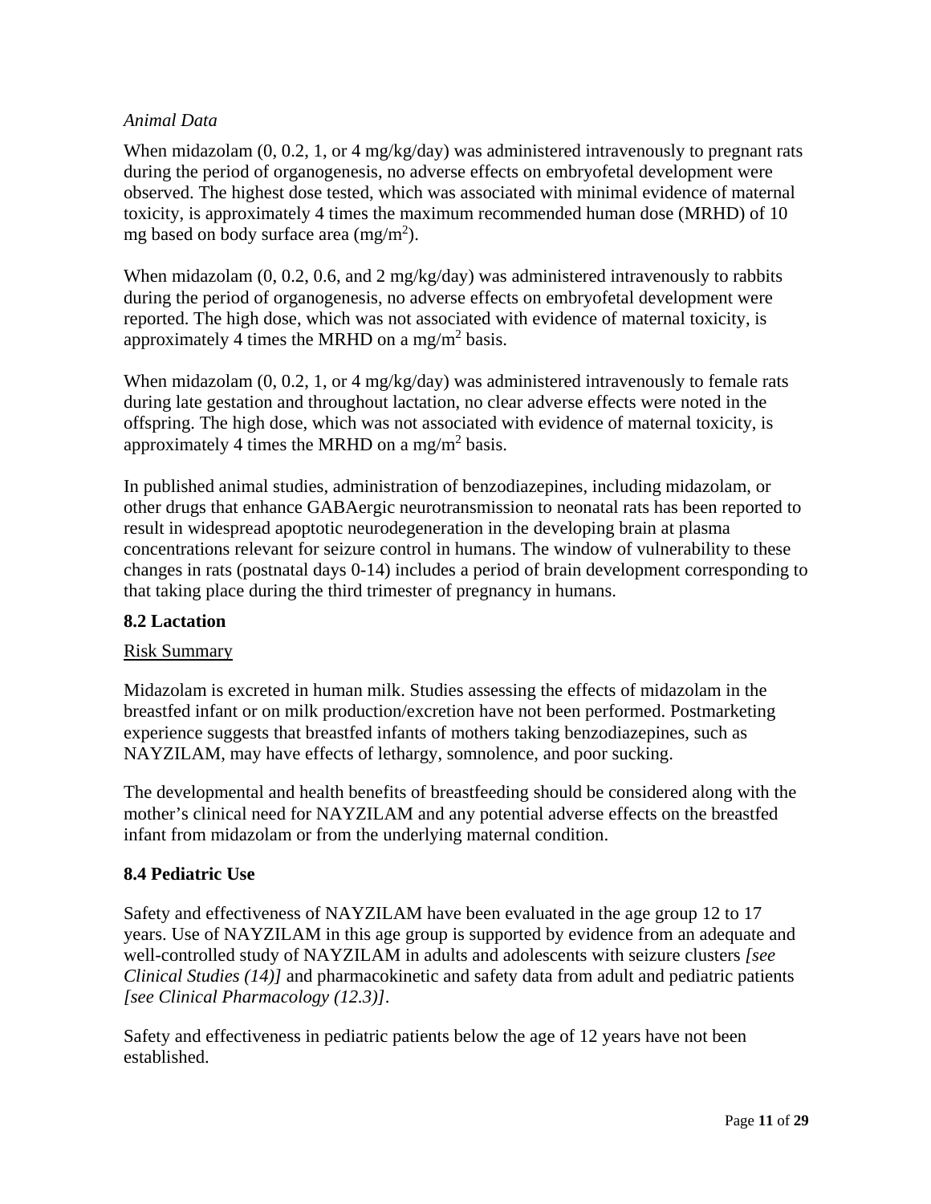*Animal Data*

When midazolam (0, 0.2, 1, or 4 mg/kg/day) was administered intravenously to pregnant rats during the period of organogenesis, no adverse effects on embryofetal development were observed. The highest dose tested, which was associated with minimal evidence of maternal toxicity, is approximately 4 times the maximum recommended human dose (MRHD) of 10 mg based on body surface area ($mg/m^2$).

When midazolam (0, 0.2, 0.6, and 2 mg/kg/day) was administered intravenously to rabbits during the period of organogenesis, no adverse effects on embryofetal development were reported. The high dose, which was not associated with evidence of maternal toxicity, is approximately 4 times the MRHD on a $mg/m^2$ basis.

When midazolam (0, 0.2, 1, or 4 mg/kg/day) was administered intravenously to female rats during late gestation and throughout lactation, no clear adverse effects were noted in the offspring. The high dose, which was not associated with evidence of maternal toxicity, is approximately 4 times the MRHD on a $mg/m^2$ basis.

In published animal studies, administration of benzodiazepines, including midazolam, or other drugs that enhance GABAergic neurotransmission to neonatal rats has been reported to result in widespread apoptotic neurodegeneration in the developing brain at plasma concentrations relevant for seizure control in humans. The window of vulnerability to these changes in rats (postnatal days 0-14) includes a period of brain development corresponding to that taking place during the third trimester of pregnancy in humans.

## 8.2 Lactation

Risk Summary

Midazolam is excreted in human milk. Studies assessing the effects of midazolam in the breastfed infant or on milk production/excretion have not been performed. Postmarketing experience suggests that breastfed infants of mothers taking benzodiazepines, such as NAYZILAM, may have effects of lethargy, somnolence, and poor sucking.

The developmental and health benefits of breastfeeding should be considered along with the mother's clinical need for NAYZILAM and any potential adverse effects on the breastfed infant from midazolam or from the underlying maternal condition.

## 8.4 Pediatric Use

Safety and effectiveness of NAYZILAM have been evaluated in the age group 12 to 17 years. Use of NAYZILAM in this age group is supported by evidence from an adequate and well-controlled study of NAYZILAM in adults and adolescents with seizure clusters *[see Clinical Studies (14)]* and pharmacokinetic and safety data from adult and pediatric patients *[see Clinical Pharmacology (12.3)]*.

Safety and effectiveness in pediatric patients below the age of 12 years have not been established.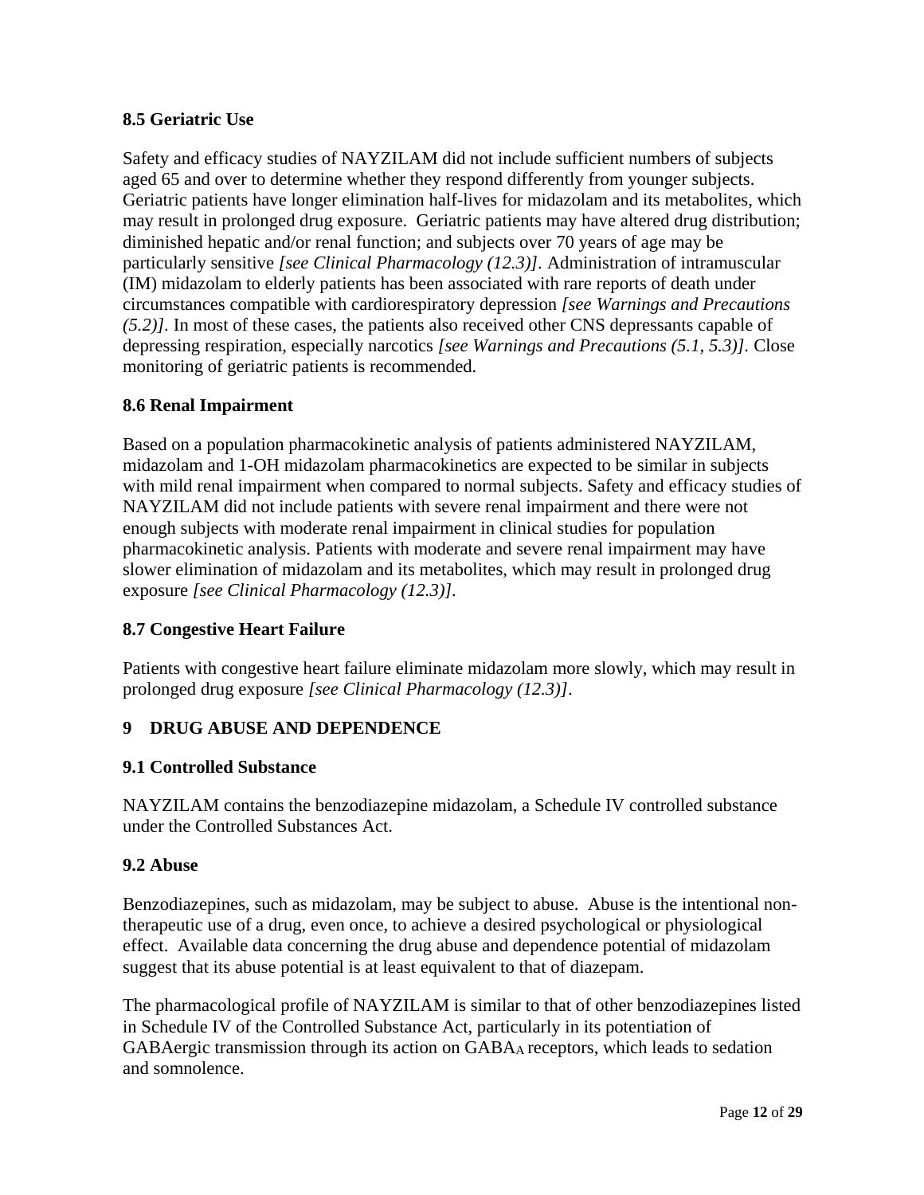### 8.5 Geriatric Use

Safety and efficacy studies of NAYZILAM did not include sufficient numbers of subjects aged 65 and over to determine whether they respond differently from younger subjects. Geriatric patients have longer elimination half-lives for midazolam and its metabolites, which may result in prolonged drug exposure. Geriatric patients may have altered drug distribution; diminished hepatic and/or renal function; and subjects over 70 years of age may be particularly sensitive *[see Clinical Pharmacology (12.3)]*. Administration of intramuscular (IM) midazolam to elderly patients has been associated with rare reports of death under circumstances compatible with cardiorespiratory depression *[see Warnings and Precautions (5.2)]*. In most of these cases, the patients also received other CNS depressants capable of depressing respiration, especially narcotics *[see Warnings and Precautions (5.1, 5.3)]*. Close monitoring of geriatric patients is recommended.

### 8.6 Renal Impairment

Based on a population pharmacokinetic analysis of patients administered NAYZILAM, midazolam and 1-OH midazolam pharmacokinetics are expected to be similar in subjects with mild renal impairment when compared to normal subjects. Safety and efficacy studies of NAYZILAM did not include patients with severe renal impairment and there were not enough subjects with moderate renal impairment in clinical studies for population pharmacokinetic analysis. Patients with moderate and severe renal impairment may have slower elimination of midazolam and its metabolites, which may result in prolonged drug exposure *[see Clinical Pharmacology (12.3)]*.

### 8.7 Congestive Heart Failure

Patients with congestive heart failure eliminate midazolam more slowly, which may result in prolonged drug exposure *[see Clinical Pharmacology (12.3)]*.

## 9 DRUG ABUSE AND DEPENDENCE

### 9.1 Controlled Substance

NAYZILAM contains the benzodiazepine midazolam, a Schedule IV controlled substance under the Controlled Substances Act.

### 9.2 Abuse

Benzodiazepines, such as midazolam, may be subject to abuse. Abuse is the intentional non-therapeutic use of a drug, even once, to achieve a desired psychological or physiological effect. Available data concerning the drug abuse and dependence potential of midazolam suggest that its abuse potential is at least equivalent to that of diazepam.

The pharmacological profile of NAYZILAM is similar to that of other benzodiazepines listed in Schedule IV of the Controlled Substance Act, particularly in its potentiation of GABAergic transmission through its action on $GABA_A$ receptors, which leads to sedation and somnolence.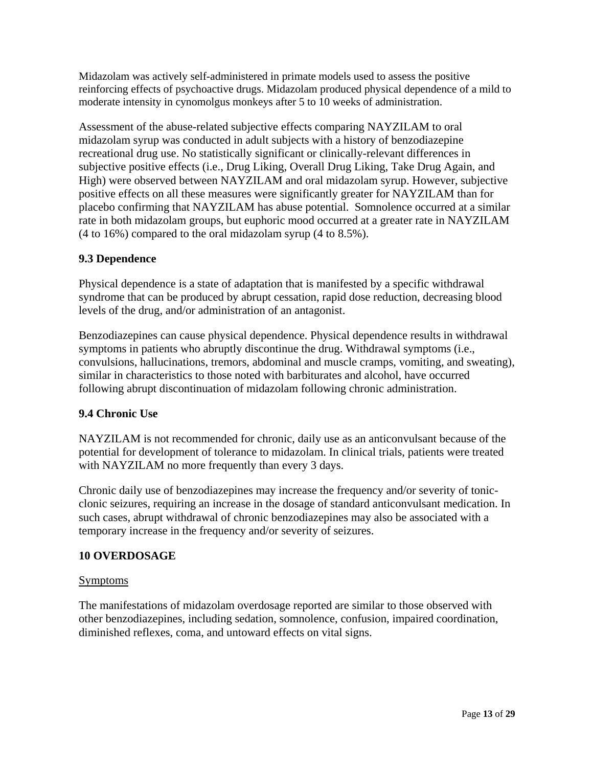Midazolam was actively self-administered in primate models used to assess the positive reinforcing effects of psychoactive drugs. Midazolam produced physical dependence of a mild to moderate intensity in cynomolgus monkeys after 5 to 10 weeks of administration.

Assessment of the abuse-related subjective effects comparing NAYZILAM to oral midazolam syrup was conducted in adult subjects with a history of benzodiazepine recreational drug use. No statistically significant or clinically-relevant differences in subjective positive effects (i.e., Drug Liking, Overall Drug Liking, Take Drug Again, and High) were observed between NAYZILAM and oral midazolam syrup. However, subjective positive effects on all these measures were significantly greater for NAYZILAM than for placebo confirming that NAYZILAM has abuse potential. Somnolence occurred at a similar rate in both midazolam groups, but euphoric mood occurred at a greater rate in NAYZILAM (4 to 16%) compared to the oral midazolam syrup (4 to 8.5%).

## 9.3 Dependence

Physical dependence is a state of adaptation that is manifested by a specific withdrawal syndrome that can be produced by abrupt cessation, rapid dose reduction, decreasing blood levels of the drug, and/or administration of an antagonist.

Benzodiazepines can cause physical dependence. Physical dependence results in withdrawal symptoms in patients who abruptly discontinue the drug. Withdrawal symptoms (i.e., convulsions, hallucinations, tremors, abdominal and muscle cramps, vomiting, and sweating), similar in characteristics to those noted with barbiturates and alcohol, have occurred following abrupt discontinuation of midazolam following chronic administration.

## 9.4 Chronic Use

NAYZILAM is not recommended for chronic, daily use as an anticonvulsant because of the potential for development of tolerance to midazolam. In clinical trials, patients were treated with NAYZILAM no more frequently than every 3 days.

Chronic daily use of benzodiazepines may increase the frequency and/or severity of tonic-clonic seizures, requiring an increase in the dosage of standard anticonvulsant medication. In such cases, abrupt withdrawal of chronic benzodiazepines may also be associated with a temporary increase in the frequency and/or severity of seizures.

# 10 OVERDOSAGE

Symptoms

The manifestations of midazolam overdosage reported are similar to those observed with other benzodiazepines, including sedation, somnolence, confusion, impaired coordination, diminished reflexes, coma, and untoward effects on vital signs.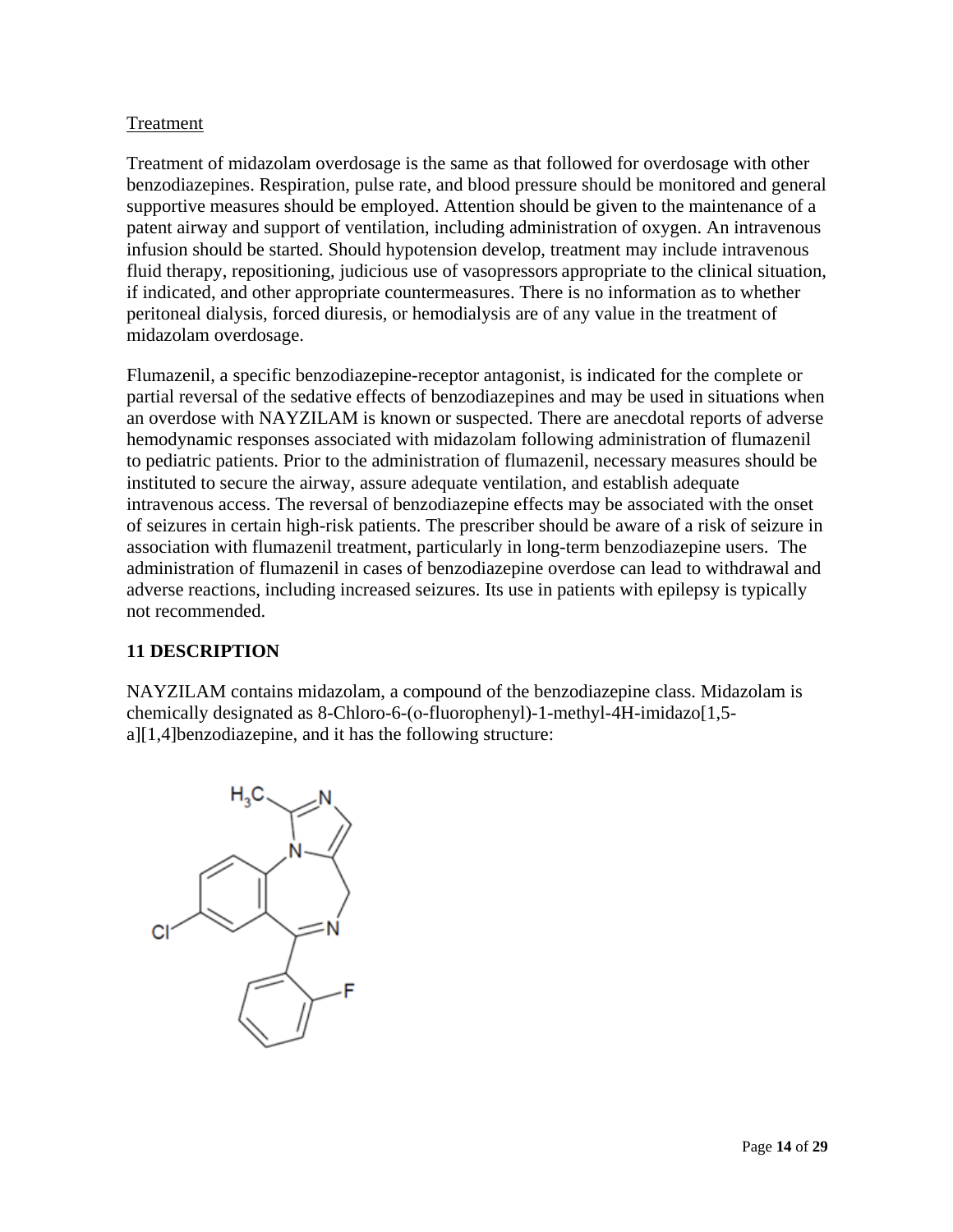Treatment

Treatment of midazolam overdosage is the same as that followed for overdosage with other benzodiazepines. Respiration, pulse rate, and blood pressure should be monitored and general supportive measures should be employed. Attention should be given to the maintenance of a patent airway and support of ventilation, including administration of oxygen. An intravenous infusion should be started. Should hypotension develop, treatment may include intravenous fluid therapy, repositioning, judicious use of vasopressors appropriate to the clinical situation, if indicated, and other appropriate countermeasures. There is no information as to whether peritoneal dialysis, forced diuresis, or hemodialysis are of any value in the treatment of midazolam overdosage.

Flumazenil, a specific benzodiazepine-receptor antagonist, is indicated for the complete or partial reversal of the sedative effects of benzodiazepines and may be used in situations when an overdose with NAYZILAM is known or suspected. There are anecdotal reports of adverse hemodynamic responses associated with midazolam following administration of flumazenil to pediatric patients. Prior to the administration of flumazenil, necessary measures should be instituted to secure the airway, assure adequate ventilation, and establish adequate intravenous access. The reversal of benzodiazepine effects may be associated with the onset of seizures in certain high-risk patients. The prescriber should be aware of a risk of seizure in association with flumazenil treatment, particularly in long-term benzodiazepine users. The administration of flumazenil in cases of benzodiazepine overdose can lead to withdrawal and adverse reactions, including increased seizures. Its use in patients with epilepsy is typically not recommended.

## 11 DESCRIPTION

NAYZILAM contains midazolam, a compound of the benzodiazepine class. Midazolam is chemically designated as 8-Chloro-6-(o-fluorophenyl)-1-methyl-4H-imidazo[1,5-a][1,4]benzodiazepine, and it has the following structure: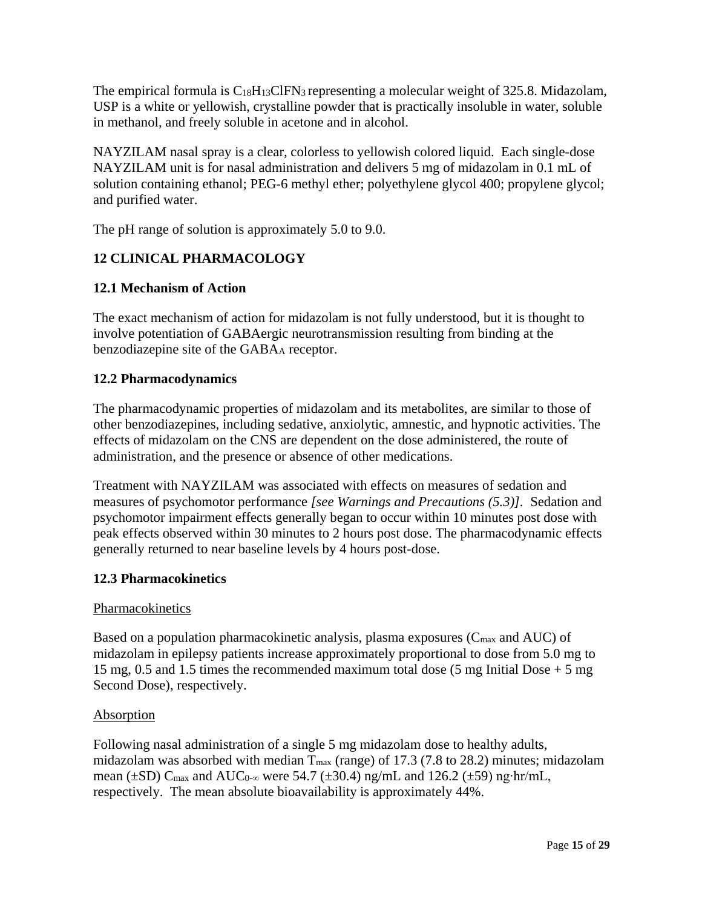The empirical formula is $C_{18}H_{13}ClFN_3$ representing a molecular weight of 325.8. Midazolam, USP is a white or yellowish, crystalline powder that is practically insoluble in water, soluble in methanol, and freely soluble in acetone and in alcohol.

NAYZILAM nasal spray is a clear, colorless to yellowish colored liquid. Each single-dose NAYZILAM unit is for nasal administration and delivers 5 mg of midazolam in 0.1 mL of solution containing ethanol; PEG-6 methyl ether; polyethylene glycol 400; propylene glycol; and purified water.

The pH range of solution is approximately 5.0 to 9.0.

## 12 CLINICAL PHARMACOLOGY

### 12.1 Mechanism of Action

The exact mechanism of action for midazolam is not fully understood, but it is thought to involve potentiation of GABAergic neurotransmission resulting from binding at the benzodiazepine site of the $GABA_A$ receptor.

### 12.2 Pharmacodynamics

The pharmacodynamic properties of midazolam and its metabolites, are similar to those of other benzodiazepines, including sedative, anxiolytic, amnestic, and hypnotic activities. The effects of midazolam on the CNS are dependent on the dose administered, the route of administration, and the presence or absence of other medications.

Treatment with NAYZILAM was associated with effects on measures of sedation and measures of psychomotor performance *[see Warnings and Precautions (5.3)]*. Sedation and psychomotor impairment effects generally began to occur within 10 minutes post dose with peak effects observed within 30 minutes to 2 hours post dose. The pharmacodynamic effects generally returned to near baseline levels by 4 hours post-dose.

### 12.3 Pharmacokinetics

Pharmacokinetics

Based on a population pharmacokinetic analysis, plasma exposures ($C_{max}$ and AUC) of midazolam in epilepsy patients increase approximately proportional to dose from 5.0 mg to 15 mg, 0.5 and 1.5 times the recommended maximum total dose (5 mg Initial Dose + 5 mg Second Dose), respectively.

Absorption

Following nasal administration of a single 5 mg midazolam dose to healthy adults, midazolam was absorbed with median $T_{max}$ (range) of 17.3 (7.8 to 28.2) minutes; midazolam mean (±SD) $C_{max}$ and $AUC_{0-\infty}$ were 54.7 (±30.4) ng/mL and 126.2 (±59) ng·hr/mL, respectively. The mean absolute bioavailability is approximately 44%.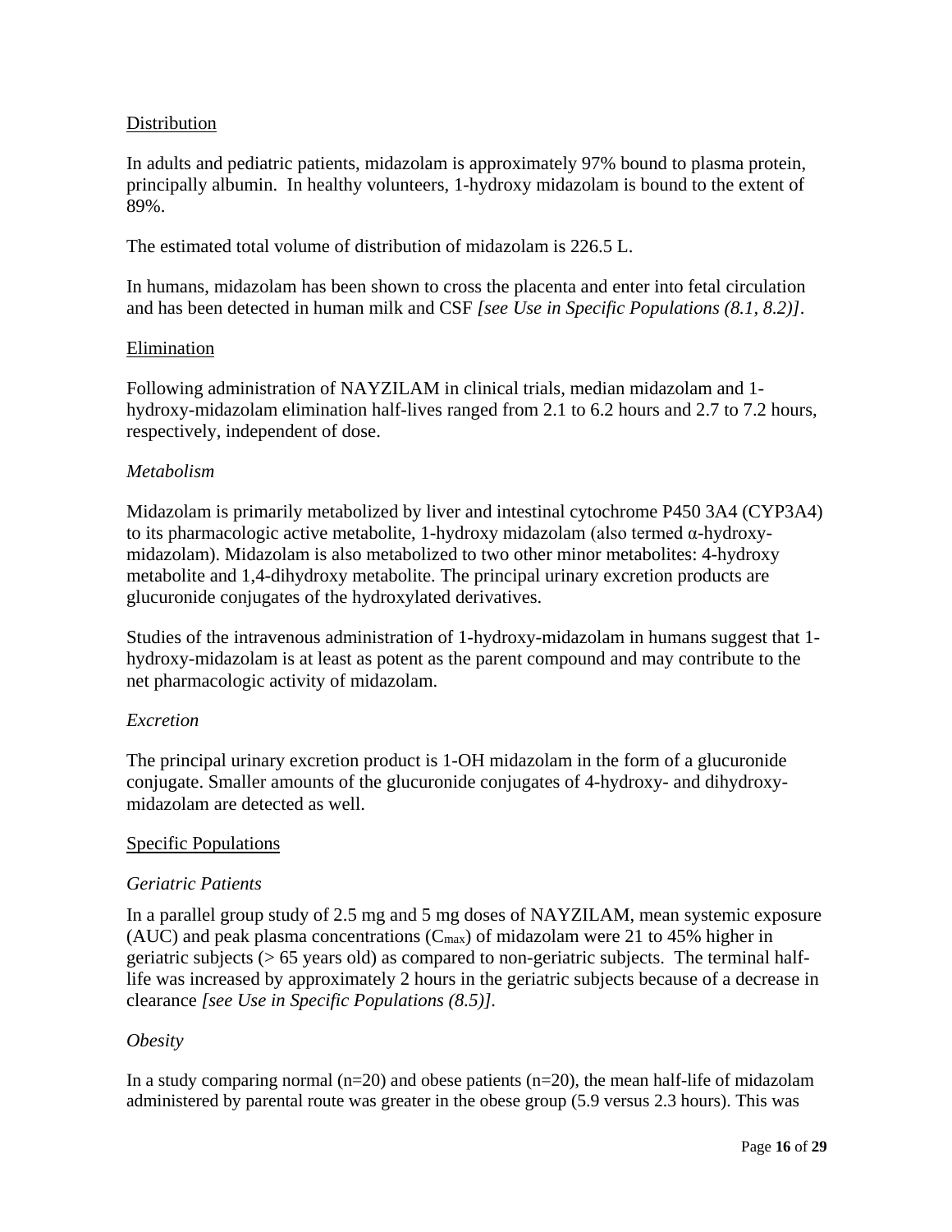## Distribution

In adults and pediatric patients, midazolam is approximately 97% bound to plasma protein, principally albumin.  In healthy volunteers, 1-hydroxy midazolam is bound to the extent of 89%.

The estimated total volume of distribution of midazolam is 226.5 L.

In humans, midazolam has been shown to cross the placenta and enter into fetal circulation and has been detected in human milk and CSF *[see Use in Specific Populations (8.1, 8.2)]*.

## Elimination

Following administration of NAYZILAM in clinical trials, median midazolam and 1-hydroxy-midazolam elimination half-lives ranged from 2.1 to 6.2 hours and 2.7 to 7.2 hours, respectively, independent of dose.

### *Metabolism*

Midazolam is primarily metabolized by liver and intestinal cytochrome P450 3A4 (CYP3A4) to its pharmacologic active metabolite, 1-hydroxy midazolam (also termed α-hydroxy-midazolam). Midazolam is also metabolized to two other minor metabolites: 4-hydroxy metabolite and 1,4-dihydroxy metabolite. The principal urinary excretion products are glucuronide conjugates of the hydroxylated derivatives.

Studies of the intravenous administration of 1-hydroxy-midazolam in humans suggest that 1-hydroxy-midazolam is at least as potent as the parent compound and may contribute to the net pharmacologic activity of midazolam.

### *Excretion*

The principal urinary excretion product is 1-OH midazolam in the form of a glucuronide conjugate. Smaller amounts of the glucuronide conjugates of 4-hydroxy- and dihydroxy-midazolam are detected as well.

## Specific Populations

### *Geriatric Patients*

In a parallel group study of 2.5 mg and 5 mg doses of NAYZILAM, mean systemic exposure (AUC) and peak plasma concentrations ($C_{max}$) of midazolam were 21 to 45% higher in geriatric subjects (> 65 years old) as compared to non-geriatric subjects.  The terminal half-life was increased by approximately 2 hours in the geriatric subjects because of a decrease in clearance *[see Use in Specific Populations (8.5)]*.

### *Obesity*

In a study comparing normal (n=20) and obese patients (n=20), the mean half-life of midazolam administered by parental route was greater in the obese group (5.9 versus 2.3 hours). This was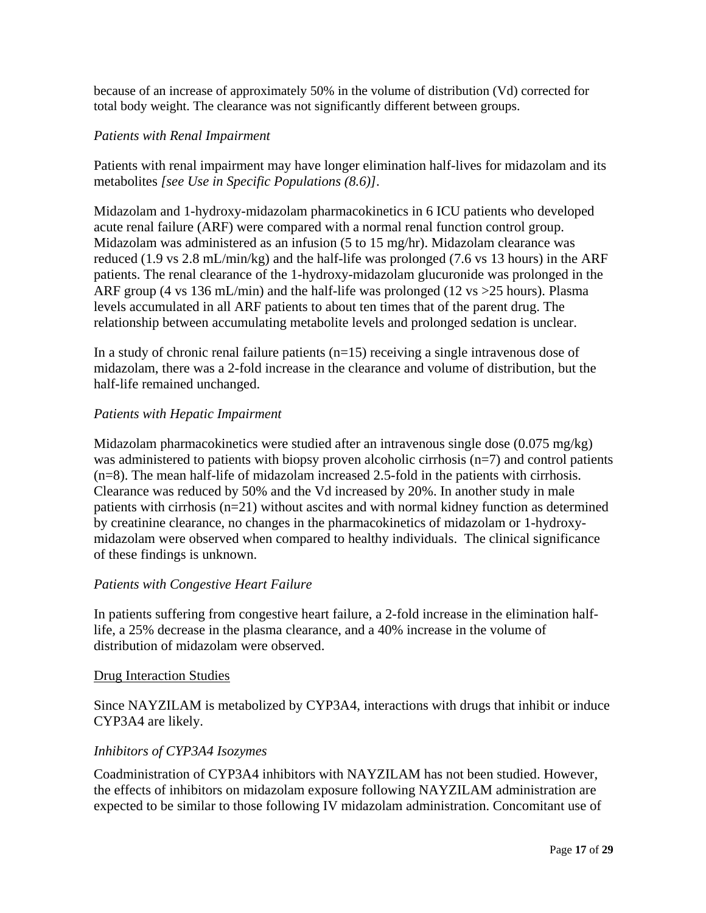because of an increase of approximately 50% in the volume of distribution (Vd) corrected for total body weight. The clearance was not significantly different between groups.

*Patients with Renal Impairment*

Patients with renal impairment may have longer elimination half-lives for midazolam and its metabolites *[see Use in Specific Populations (8.6)]*.

Midazolam and 1-hydroxy-midazolam pharmacokinetics in 6 ICU patients who developed acute renal failure (ARF) were compared with a normal renal function control group. Midazolam was administered as an infusion (5 to 15 mg/hr). Midazolam clearance was reduced (1.9 vs 2.8 mL/min/kg) and the half-life was prolonged (7.6 vs 13 hours) in the ARF patients. The renal clearance of the 1-hydroxy-midazolam glucuronide was prolonged in the ARF group (4 vs 136 mL/min) and the half-life was prolonged (12 vs >25 hours). Plasma levels accumulated in all ARF patients to about ten times that of the parent drug. The relationship between accumulating metabolite levels and prolonged sedation is unclear.

In a study of chronic renal failure patients (n=15) receiving a single intravenous dose of midazolam, there was a 2-fold increase in the clearance and volume of distribution, but the half-life remained unchanged.

*Patients with Hepatic Impairment*

Midazolam pharmacokinetics were studied after an intravenous single dose (0.075 mg/kg) was administered to patients with biopsy proven alcoholic cirrhosis (n=7) and control patients (n=8). The mean half-life of midazolam increased 2.5-fold in the patients with cirrhosis. Clearance was reduced by 50% and the Vd increased by 20%. In another study in male patients with cirrhosis (n=21) without ascites and with normal kidney function as determined by creatinine clearance, no changes in the pharmacokinetics of midazolam or 1-hydroxy-midazolam were observed when compared to healthy individuals. The clinical significance of these findings is unknown.

*Patients with Congestive Heart Failure*

In patients suffering from congestive heart failure, a 2-fold increase in the elimination half-life, a 25% decrease in the plasma clearance, and a 40% increase in the volume of distribution of midazolam were observed.

<u>Drug Interaction Studies</u>

Since NAYZILAM is metabolized by CYP3A4, interactions with drugs that inhibit or induce CYP3A4 are likely.

*Inhibitors of CYP3A4 Isozymes*

Coadministration of CYP3A4 inhibitors with NAYZILAM has not been studied. However, the effects of inhibitors on midazolam exposure following NAYZILAM administration are expected to be similar to those following IV midazolam administration. Concomitant use of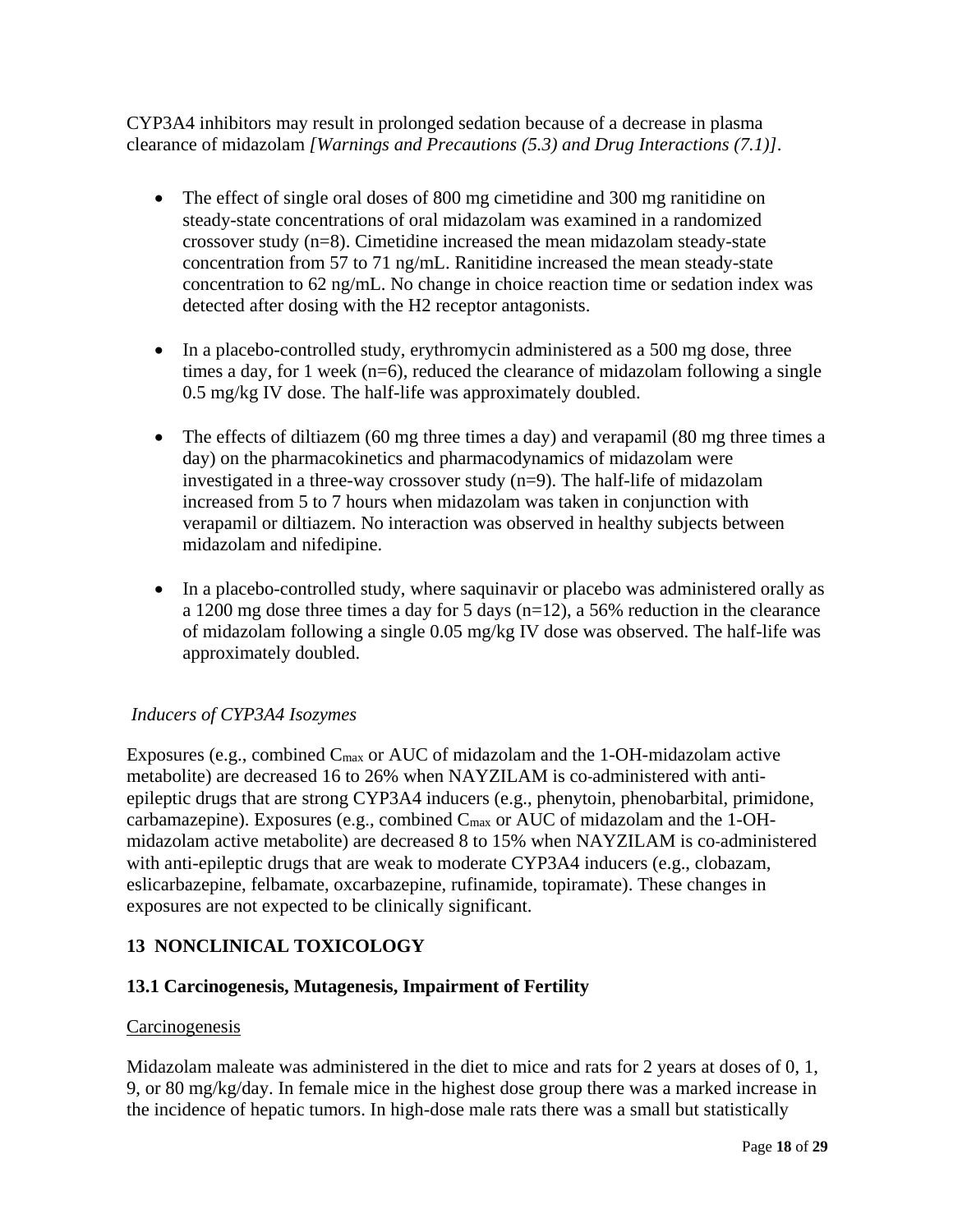CYP3A4 inhibitors may result in prolonged sedation because of a decrease in plasma clearance of midazolam *[Warnings and Precautions (5.3) and Drug Interactions (7.1)]*.

- The effect of single oral doses of 800 mg cimetidine and 300 mg ranitidine on steady-state concentrations of oral midazolam was examined in a randomized crossover study (n=8). Cimetidine increased the mean midazolam steady-state concentration from 57 to 71 ng/mL. Ranitidine increased the mean steady-state concentration to 62 ng/mL. No change in choice reaction time or sedation index was detected after dosing with the H2 receptor antagonists.

- In a placebo-controlled study, erythromycin administered as a 500 mg dose, three times a day, for 1 week (n=6), reduced the clearance of midazolam following a single 0.5 mg/kg IV dose. The half-life was approximately doubled.

- The effects of diltiazem (60 mg three times a day) and verapamil (80 mg three times a day) on the pharmacokinetics and pharmacodynamics of midazolam were investigated in a three-way crossover study (n=9). The half-life of midazolam increased from 5 to 7 hours when midazolam was taken in conjunction with verapamil or diltiazem. No interaction was observed in healthy subjects between midazolam and nifedipine.

- In a placebo-controlled study, where saquinavir or placebo was administered orally as a 1200 mg dose three times a day for 5 days (n=12), a 56% reduction in the clearance of midazolam following a single 0.05 mg/kg IV dose was observed. The half-life was approximately doubled.

*Inducers of CYP3A4 Isozymes*

Exposures (e.g., combined $C_{max}$ or AUC of midazolam and the 1-OH-midazolam active metabolite) are decreased 16 to 26% when NAYZILAM is co-administered with anti-epileptic drugs that are strong CYP3A4 inducers (e.g., phenytoin, phenobarbital, primidone, carbamazepine). Exposures (e.g., combined $C_{max}$ or AUC of midazolam and the 1-OH-midazolam active metabolite) are decreased 8 to 15% when NAYZILAM is co-administered with anti-epileptic drugs that are weak to moderate CYP3A4 inducers (e.g., clobazam, eslicarbazepine, felbamate, oxcarbazepine, rufinamide, topiramate). These changes in exposures are not expected to be clinically significant.

## 13 NONCLINICAL TOXICOLOGY

### 13.1 Carcinogenesis, Mutagenesis, Impairment of Fertility

Carcinogenesis

Midazolam maleate was administered in the diet to mice and rats for 2 years at doses of 0, 1, 9, or 80 mg/kg/day. In female mice in the highest dose group there was a marked increase in the incidence of hepatic tumors. In high-dose male rats there was a small but statistically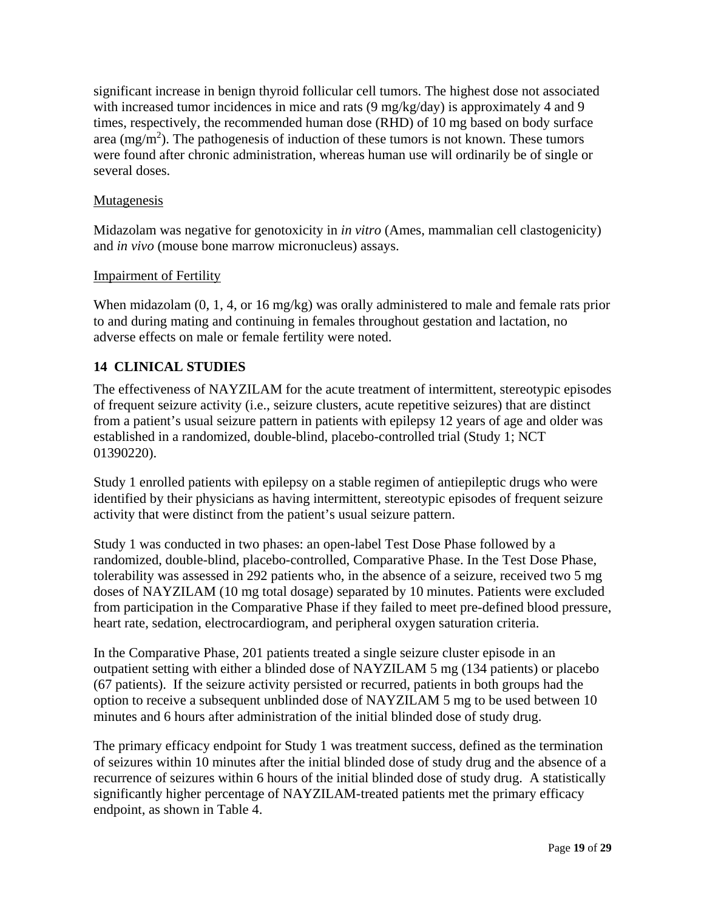significant increase in benign thyroid follicular cell tumors. The highest dose not associated with increased tumor incidences in mice and rats (9 mg/kg/day) is approximately 4 and 9 times, respectively, the recommended human dose (RHD) of 10 mg based on body surface area ($mg/m^2$). The pathogenesis of induction of these tumors is not known. These tumors were found after chronic administration, whereas human use will ordinarily be of single or several doses.

Mutagenesis

Midazolam was negative for genotoxicity in *in vitro* (Ames, mammalian cell clastogenicity) and *in vivo* (mouse bone marrow micronucleus) assays.

Impairment of Fertility

When midazolam (0, 1, 4, or 16 mg/kg) was orally administered to male and female rats prior to and during mating and continuing in females throughout gestation and lactation, no adverse effects on male or female fertility were noted.

## 14 CLINICAL STUDIES

The effectiveness of NAYZILAM for the acute treatment of intermittent, stereotypic episodes of frequent seizure activity (i.e., seizure clusters, acute repetitive seizures) that are distinct from a patient's usual seizure pattern in patients with epilepsy 12 years of age and older was established in a randomized, double-blind, placebo-controlled trial (Study 1; NCT 01390220).

Study 1 enrolled patients with epilepsy on a stable regimen of antiepileptic drugs who were identified by their physicians as having intermittent, stereotypic episodes of frequent seizure activity that were distinct from the patient's usual seizure pattern.

Study 1 was conducted in two phases: an open-label Test Dose Phase followed by a randomized, double-blind, placebo-controlled, Comparative Phase. In the Test Dose Phase, tolerability was assessed in 292 patients who, in the absence of a seizure, received two 5 mg doses of NAYZILAM (10 mg total dosage) separated by 10 minutes. Patients were excluded from participation in the Comparative Phase if they failed to meet pre-defined blood pressure, heart rate, sedation, electrocardiogram, and peripheral oxygen saturation criteria.

In the Comparative Phase, 201 patients treated a single seizure cluster episode in an outpatient setting with either a blinded dose of NAYZILAM 5 mg (134 patients) or placebo (67 patients). If the seizure activity persisted or recurred, patients in both groups had the option to receive a subsequent unblinded dose of NAYZILAM 5 mg to be used between 10 minutes and 6 hours after administration of the initial blinded dose of study drug.

The primary efficacy endpoint for Study 1 was treatment success, defined as the termination of seizures within 10 minutes after the initial blinded dose of study drug and the absence of a recurrence of seizures within 6 hours of the initial blinded dose of study drug. A statistically significantly higher percentage of NAYZILAM-treated patients met the primary efficacy endpoint, as shown in Table 4.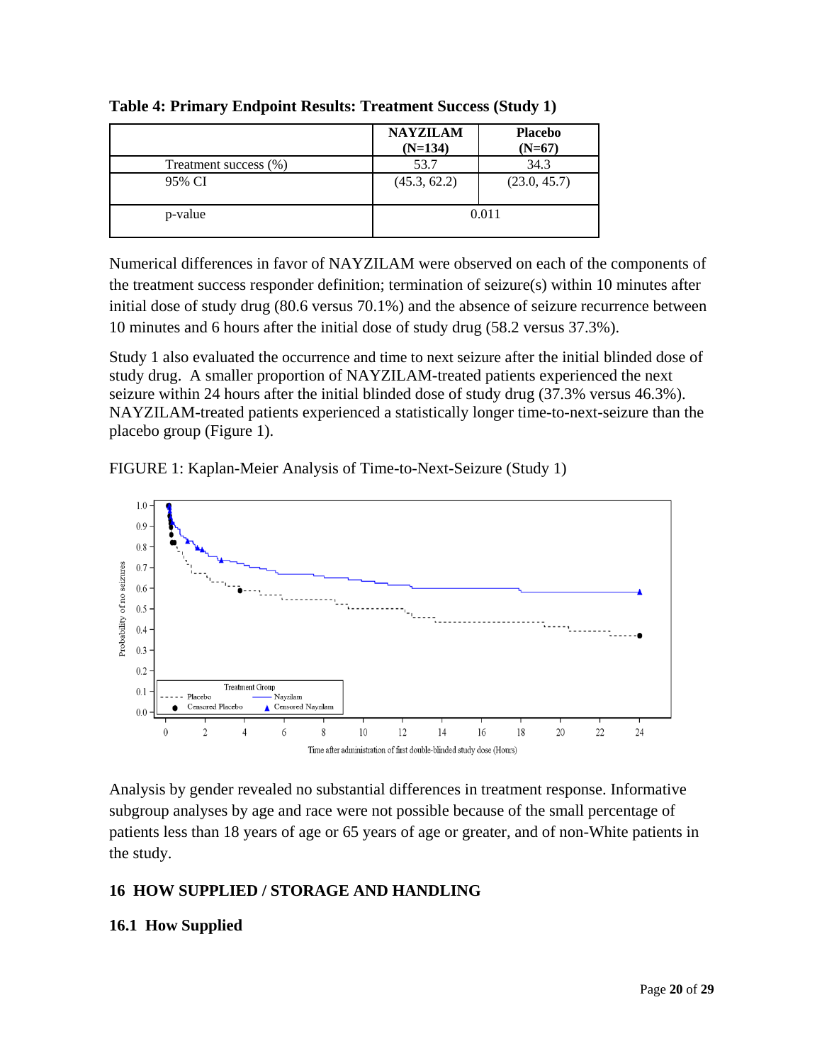**Table 4: Primary Endpoint Results: Treatment Success (Study 1)**

| | NAYZILAM (N=134) | Placebo (N=67) |
|---|---|---|
| Treatment success (%) | 53.7 | 34.3 |
| 95% CI | (45.3, 62.2) | (23.0, 45.7) |
| p-value | 0.011 | |

Numerical differences in favor of NAYZILAM were observed on each of the components of the treatment success responder definition; termination of seizure(s) within 10 minutes after initial dose of study drug (80.6 versus 70.1%) and the absence of seizure recurrence between 10 minutes and 6 hours after the initial dose of study drug (58.2 versus 37.3%).

Study 1 also evaluated the occurrence and time to next seizure after the initial blinded dose of study drug. A smaller proportion of NAYZILAM-treated patients experienced the next seizure within 24 hours after the initial blinded dose of study drug (37.3% versus 46.3%). NAYZILAM-treated patients experienced a statistically longer time-to-next-seizure than the placebo group (Figure 1).

FIGURE 1: Kaplan-Meier Analysis of Time-to-Next-Seizure (Study 1)

Analysis by gender revealed no substantial differences in treatment response. Informative subgroup analyses by age and race were not possible because of the small percentage of patients less than 18 years of age or 65 years of age or greater, and of non-White patients in the study.

## 16 HOW SUPPLIED / STORAGE AND HANDLING

### 16.1 How Supplied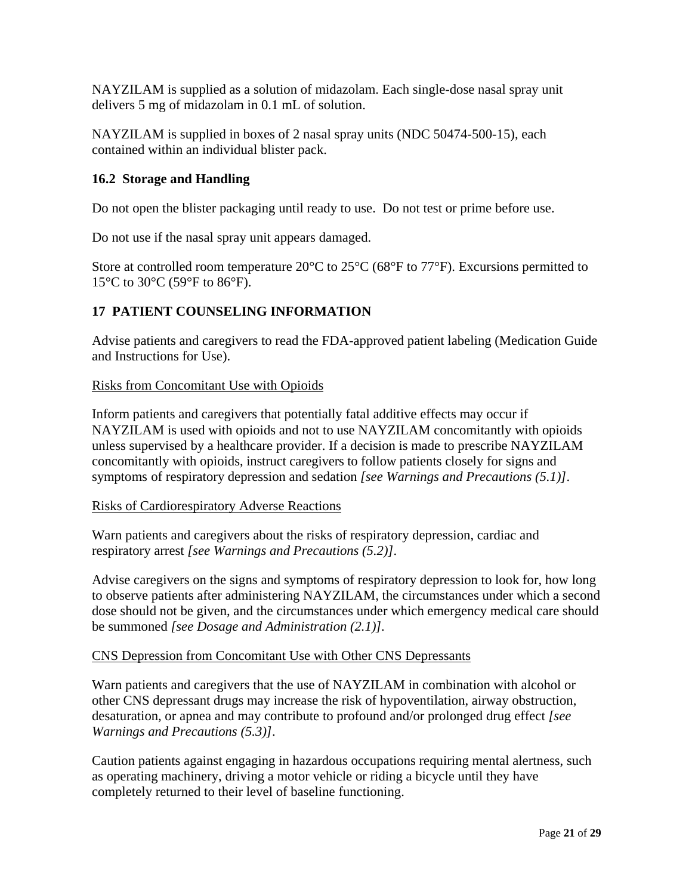NAYZILAM is supplied as a solution of midazolam. Each single-dose nasal spray unit delivers 5 mg of midazolam in 0.1 mL of solution.

NAYZILAM is supplied in boxes of 2 nasal spray units (NDC 50474-500-15), each contained within an individual blister pack.

### 16.2 Storage and Handling

Do not open the blister packaging until ready to use. Do not test or prime before use.

Do not use if the nasal spray unit appears damaged.

Store at controlled room temperature 20°C to 25°C (68°F to 77°F). Excursions permitted to 15°C to 30°C (59°F to 86°F).

## 17 PATIENT COUNSELING INFORMATION

Advise patients and caregivers to read the FDA-approved patient labeling (Medication Guide and Instructions for Use).

<u>Risks from Concomitant Use with Opioids</u>

Inform patients and caregivers that potentially fatal additive effects may occur if NAYZILAM is used with opioids and not to use NAYZILAM concomitantly with opioids unless supervised by a healthcare provider. If a decision is made to prescribe NAYZILAM concomitantly with opioids, instruct caregivers to follow patients closely for signs and symptoms of respiratory depression and sedation *[see Warnings and Precautions (5.1)]*.

<u>Risks of Cardiorespiratory Adverse Reactions</u>

Warn patients and caregivers about the risks of respiratory depression, cardiac and respiratory arrest *[see Warnings and Precautions (5.2)]*.

Advise caregivers on the signs and symptoms of respiratory depression to look for, how long to observe patients after administering NAYZILAM, the circumstances under which a second dose should not be given, and the circumstances under which emergency medical care should be summoned *[see Dosage and Administration (2.1)]*.

<u>CNS Depression from Concomitant Use with Other CNS Depressants</u>

Warn patients and caregivers that the use of NAYZILAM in combination with alcohol or other CNS depressant drugs may increase the risk of hypoventilation, airway obstruction, desaturation, or apnea and may contribute to profound and/or prolonged drug effect *[see Warnings and Precautions (5.3)]*.

Caution patients against engaging in hazardous occupations requiring mental alertness, such as operating machinery, driving a motor vehicle or riding a bicycle until they have completely returned to their level of baseline functioning.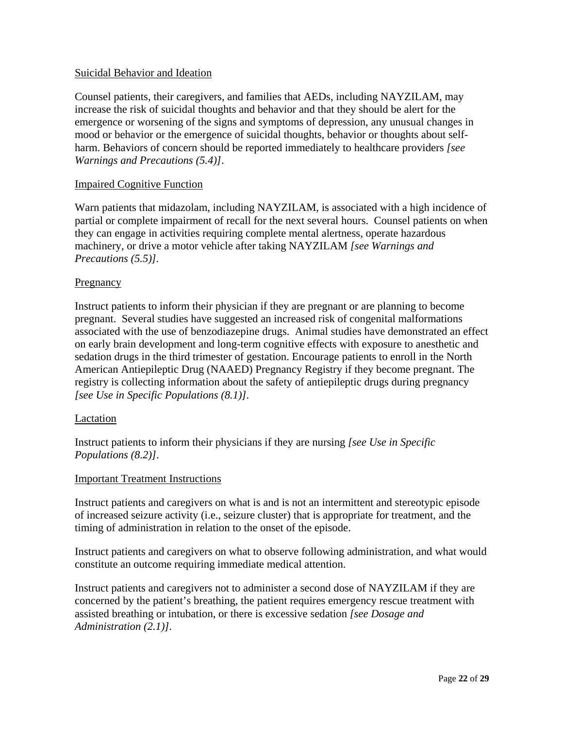Suicidal Behavior and Ideation

Counsel patients, their caregivers, and families that AEDs, including NAYZILAM, may increase the risk of suicidal thoughts and behavior and that they should be alert for the emergence or worsening of the signs and symptoms of depression, any unusual changes in mood or behavior or the emergence of suicidal thoughts, behavior or thoughts about self-harm. Behaviors of concern should be reported immediately to healthcare providers *[see Warnings and Precautions (5.4)]*.

Impaired Cognitive Function

Warn patients that midazolam, including NAYZILAM, is associated with a high incidence of partial or complete impairment of recall for the next several hours. Counsel patients on when they can engage in activities requiring complete mental alertness, operate hazardous machinery, or drive a motor vehicle after taking NAYZILAM *[see Warnings and Precautions (5.5)]*.

Pregnancy

Instruct patients to inform their physician if they are pregnant or are planning to become pregnant. Several studies have suggested an increased risk of congenital malformations associated with the use of benzodiazepine drugs. Animal studies have demonstrated an effect on early brain development and long-term cognitive effects with exposure to anesthetic and sedation drugs in the third trimester of gestation. Encourage patients to enroll in the North American Antiepileptic Drug (NAAED) Pregnancy Registry if they become pregnant. The registry is collecting information about the safety of antiepileptic drugs during pregnancy *[see Use in Specific Populations (8.1)]*.

Lactation

Instruct patients to inform their physicians if they are nursing *[see Use in Specific Populations (8.2)]*.

Important Treatment Instructions

Instruct patients and caregivers on what is and is not an intermittent and stereotypic episode of increased seizure activity (i.e., seizure cluster) that is appropriate for treatment, and the timing of administration in relation to the onset of the episode.

Instruct patients and caregivers on what to observe following administration, and what would constitute an outcome requiring immediate medical attention.

Instruct patients and caregivers not to administer a second dose of NAYZILAM if they are concerned by the patient's breathing, the patient requires emergency rescue treatment with assisted breathing or intubation, or there is excessive sedation *[see Dosage and Administration (2.1)]*.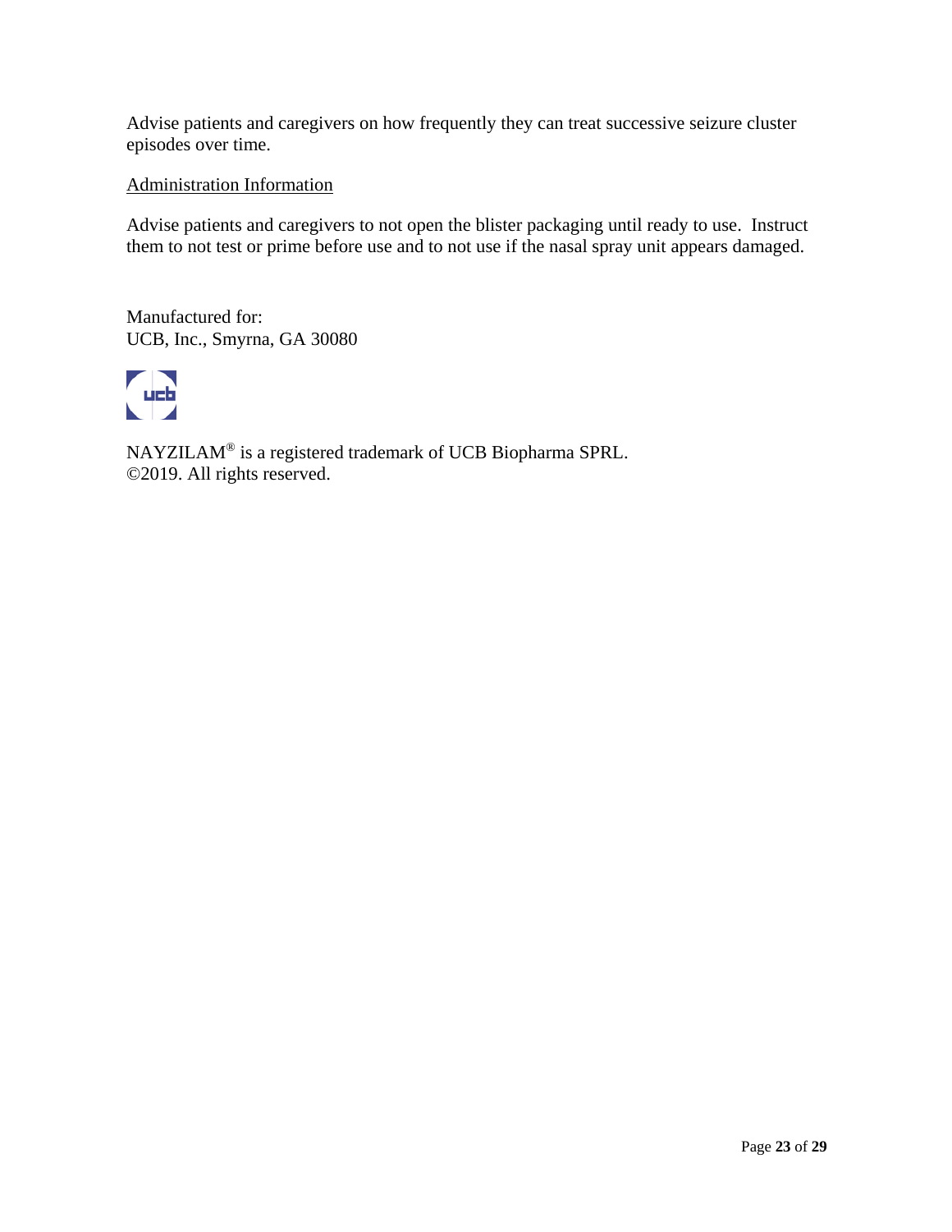Advise patients and caregivers on how frequently they can treat successive seizure cluster episodes over time.

Administration Information

Advise patients and caregivers to not open the blister packaging until ready to use. Instruct them to not test or prime before use and to not use if the nasal spray unit appears damaged.

Manufactured for:
UCB, Inc., Smyrna, GA 30080

NAYZILAM® is a registered trademark of UCB Biopharma SPRL.
©2019. All rights reserved.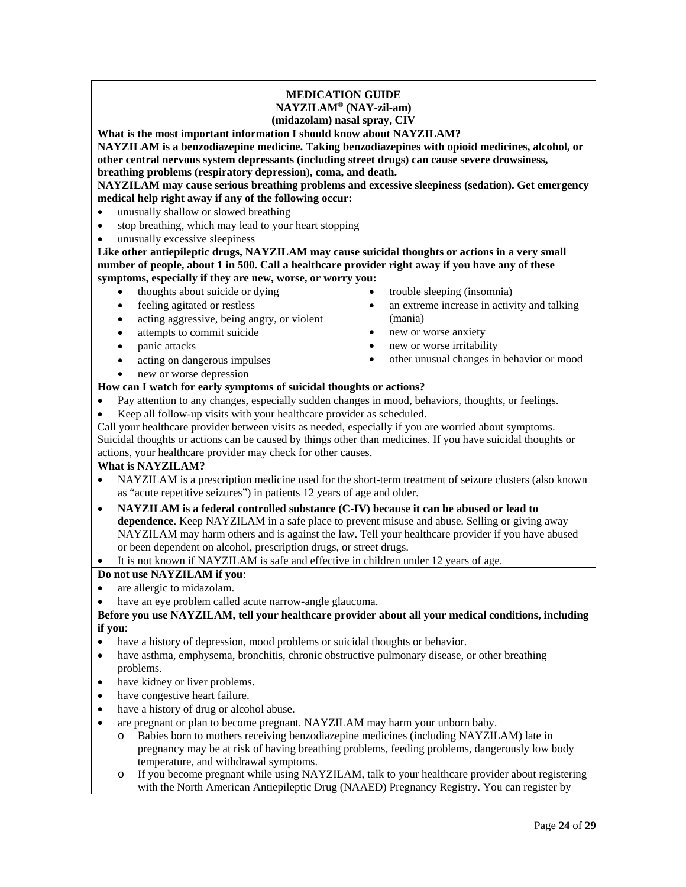**MEDICATION GUIDE**
**NAYZILAM® (NAY-zil-am)**
**(midazolam) nasal spray, CIV**

**What is the most important information I should know about NAYZILAM?**

**NAYZILAM is a benzodiazepine medicine. Taking benzodiazepines with opioid medicines, alcohol, or other central nervous system depressants (including street drugs) can cause severe drowsiness, breathing problems (respiratory depression), coma, and death.**

**NAYZILAM may cause serious breathing problems and excessive sleepiness (sedation). Get emergency medical help right away if any of the following occur:**

- unusually shallow or slowed breathing
- stop breathing, which may lead to your heart stopping
- unusually excessive sleepiness

**Like other antiepileptic drugs, NAYZILAM may cause suicidal thoughts or actions in a very small number of people, about 1 in 500. Call a healthcare provider right away if you have any of these symptoms, especially if they are new, worse, or worry you:**

- thoughts about suicide or dying
- feeling agitated or restless
- acting aggressive, being angry, or violent
- attempts to commit suicide
- panic attacks
- acting on dangerous impulses
- new or worse depression
- trouble sleeping (insomnia)
- an extreme increase in activity and talking (mania)
- new or worse anxiety
- new or worse irritability
- other unusual changes in behavior or mood

**How can I watch for early symptoms of suicidal thoughts or actions?**

- Pay attention to any changes, especially sudden changes in mood, behaviors, thoughts, or feelings.
- Keep all follow-up visits with your healthcare provider as scheduled.

Call your healthcare provider between visits as needed, especially if you are worried about symptoms. Suicidal thoughts or actions can be caused by things other than medicines. If you have suicidal thoughts or actions, your healthcare provider may check for other causes.

**What is NAYZILAM?**

- NAYZILAM is a prescription medicine used for the short-term treatment of seizure clusters (also known as "acute repetitive seizures") in patients 12 years of age and older.
- **NAYZILAM is a federal controlled substance (C-IV) because it can be abused or lead to dependence**. Keep NAYZILAM in a safe place to prevent misuse and abuse. Selling or giving away NAYZILAM may harm others and is against the law. Tell your healthcare provider if you have abused or been dependent on alcohol, prescription drugs, or street drugs.
- It is not known if NAYZILAM is safe and effective in children under 12 years of age.

**Do not use NAYZILAM if you**:

- are allergic to midazolam.
- have an eye problem called acute narrow-angle glaucoma.

**Before you use NAYZILAM, tell your healthcare provider about all your medical conditions, including if you**:

- have a history of depression, mood problems or suicidal thoughts or behavior.
- have asthma, emphysema, bronchitis, chronic obstructive pulmonary disease, or other breathing problems.
- have kidney or liver problems.
- have congestive heart failure.
- have a history of drug or alcohol abuse.
- are pregnant or plan to become pregnant. NAYZILAM may harm your unborn baby.
  - Babies born to mothers receiving benzodiazepine medicines (including NAYZILAM) late in pregnancy may be at risk of having breathing problems, feeding problems, dangerously low body temperature, and withdrawal symptoms.
  - If you become pregnant while using NAYZILAM, talk to your healthcare provider about registering with the North American Antiepileptic Drug (NAAED) Pregnancy Registry. You can register by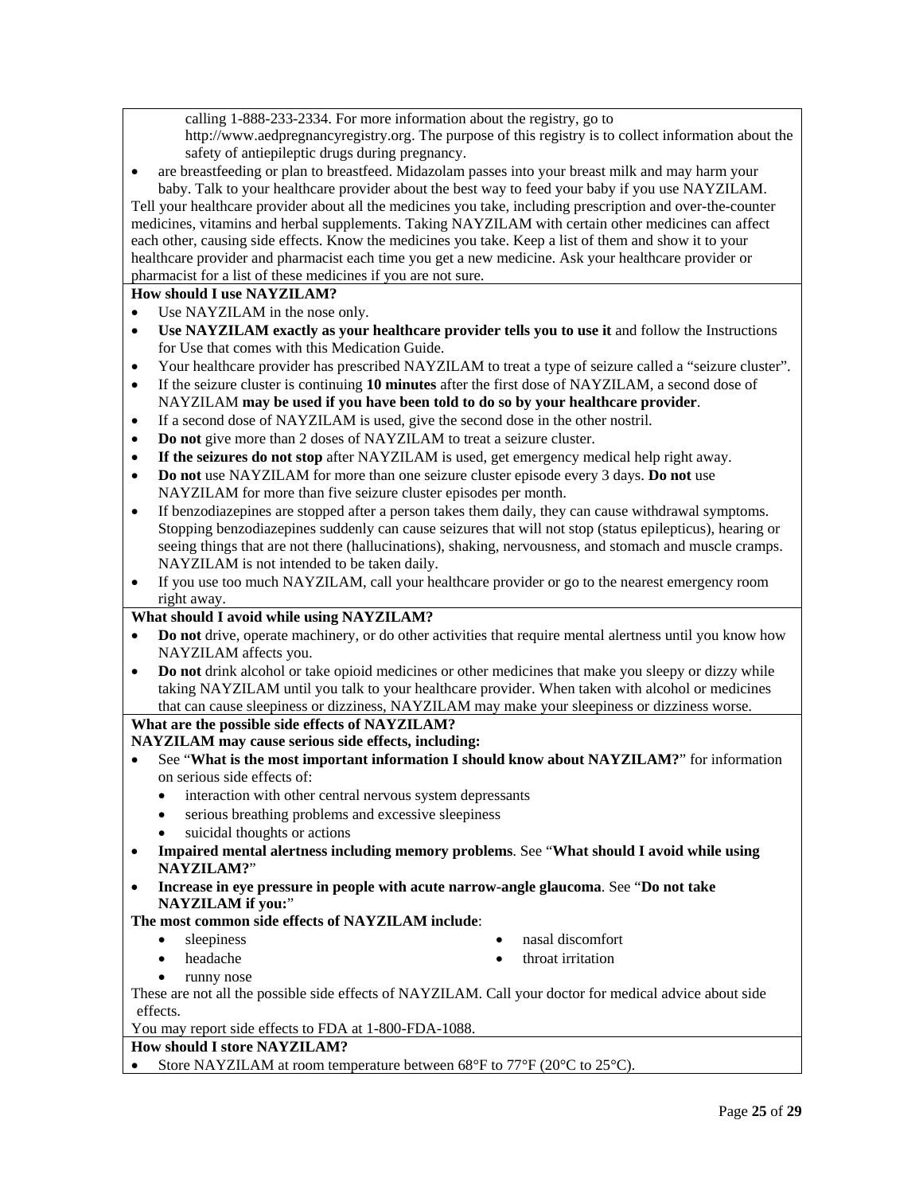calling 1-888-233-2334. For more information about the registry, go to http://www.aedpregnancyregistry.org. The purpose of this registry is to collect information about the safety of antiepileptic drugs during pregnancy.

- are breastfeeding or plan to breastfeed. Midazolam passes into your breast milk and may harm your baby. Talk to your healthcare provider about the best way to feed your baby if you use NAYZILAM.

Tell your healthcare provider about all the medicines you take, including prescription and over-the-counter medicines, vitamins and herbal supplements. Taking NAYZILAM with certain other medicines can affect each other, causing side effects. Know the medicines you take. Keep a list of them and show it to your healthcare provider and pharmacist each time you get a new medicine. Ask your healthcare provider or pharmacist for a list of these medicines if you are not sure.

**How should I use NAYZILAM?**

- Use NAYZILAM in the nose only.
- **Use NAYZILAM exactly as your healthcare provider tells you to use it** and follow the Instructions for Use that comes with this Medication Guide.
- Your healthcare provider has prescribed NAYZILAM to treat a type of seizure called a "seizure cluster".
- If the seizure cluster is continuing **10 minutes** after the first dose of NAYZILAM, a second dose of NAYZILAM **may be used if you have been told to do so by your healthcare provider**.
- If a second dose of NAYZILAM is used, give the second dose in the other nostril.
- **Do not** give more than 2 doses of NAYZILAM to treat a seizure cluster.
- **If the seizures do not stop** after NAYZILAM is used, get emergency medical help right away.
- **Do not** use NAYZILAM for more than one seizure cluster episode every 3 days. **Do not** use NAYZILAM for more than five seizure cluster episodes per month.
- If benzodiazepines are stopped after a person takes them daily, they can cause withdrawal symptoms. Stopping benzodiazepines suddenly can cause seizures that will not stop (status epilepticus), hearing or seeing things that are not there (hallucinations), shaking, nervousness, and stomach and muscle cramps. NAYZILAM is not intended to be taken daily.
- If you use too much NAYZILAM, call your healthcare provider or go to the nearest emergency room right away.

**What should I avoid while using NAYZILAM?**

- **Do not** drive, operate machinery, or do other activities that require mental alertness until you know how NAYZILAM affects you.
- **Do not** drink alcohol or take opioid medicines or other medicines that make you sleepy or dizzy while taking NAYZILAM until you talk to your healthcare provider. When taken with alcohol or medicines that can cause sleepiness or dizziness, NAYZILAM may make your sleepiness or dizziness worse.

**What are the possible side effects of NAYZILAM?**

**NAYZILAM may cause serious side effects, including:**

- See "**What is the most important information I should know about NAYZILAM?**" for information on serious side effects of:
  - interaction with other central nervous system depressants
  - serious breathing problems and excessive sleepiness
  - suicidal thoughts or actions
- **Impaired mental alertness including memory problems**. See "**What should I avoid while using NAYZILAM?**"
- **Increase in eye pressure in people with acute narrow-angle glaucoma**. See "**Do not take NAYZILAM if you:**"

**The most common side effects of NAYZILAM include**:

- sleepiness
- headache
- runny nose
- nasal discomfort
- throat irritation

These are not all the possible side effects of NAYZILAM. Call your doctor for medical advice about side effects.

You may report side effects to FDA at 1-800-FDA-1088.

**How should I store NAYZILAM?**

- Store NAYZILAM at room temperature between 68°F to 77°F (20°C to 25°C).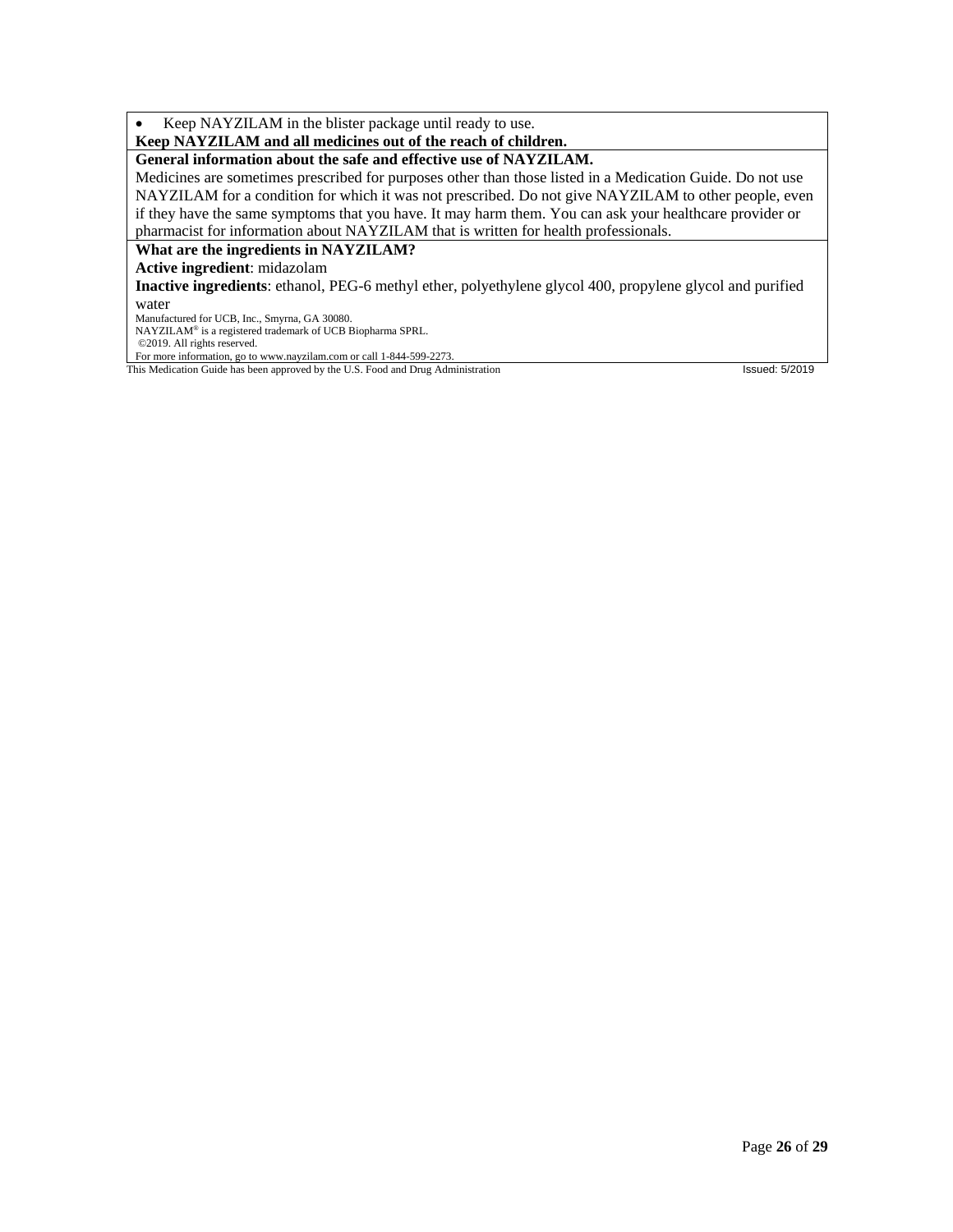- Keep NAYZILAM in the blister package until ready to use.

**Keep NAYZILAM and all medicines out of the reach of children.**

**General information about the safe and effective use of NAYZILAM.**

Medicines are sometimes prescribed for purposes other than those listed in a Medication Guide. Do not use NAYZILAM for a condition for which it was not prescribed. Do not give NAYZILAM to other people, even if they have the same symptoms that you have. It may harm them. You can ask your healthcare provider or pharmacist for information about NAYZILAM that is written for health professionals.

**What are the ingredients in NAYZILAM?**

**Active ingredient**: midazolam

**Inactive ingredients**: ethanol, PEG-6 methyl ether, polyethylene glycol 400, propylene glycol and purified water

Manufactured for UCB, Inc., Smyrna, GA 30080.
NAYZILAM® is a registered trademark of UCB Biopharma SPRL.
©2019. All rights reserved.
For more information, go to www.nayzilam.com or call 1-844-599-2273.

This Medication Guide has been approved by the U.S. Food and Drug Administration Issued: 5/2019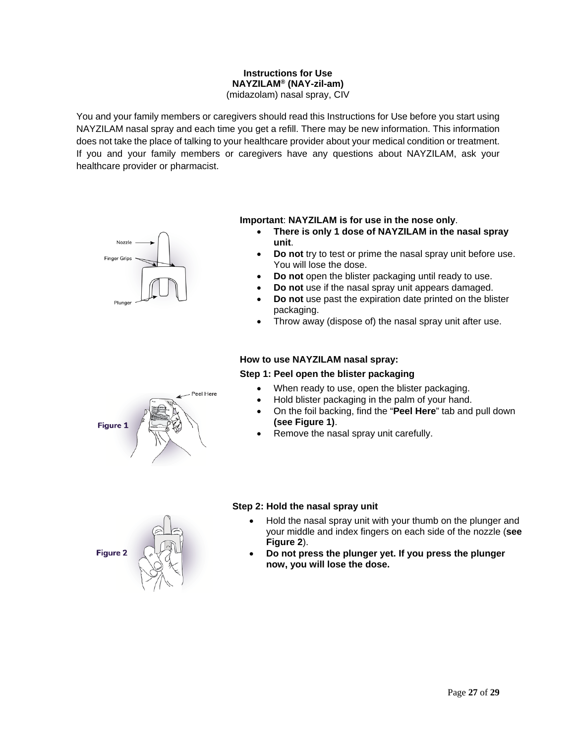**Instructions for Use**
**NAYZILAM® (NAY-zil-am)**
(midazolam) nasal spray, CIV

You and your family members or caregivers should read this Instructions for Use before you start using NAYZILAM nasal spray and each time you get a refill. There may be new information. This information does not take the place of talking to your healthcare provider about your medical condition or treatment. If you and your family members or caregivers have any questions about NAYZILAM, ask your healthcare provider or pharmacist.

Nozzle
Finger Grips
Plunger

**Important**: **NAYZILAM is for use in the nose only**.

- **There is only 1 dose of NAYZILAM in the nasal spray unit**.
- **Do not** try to test or prime the nasal spray unit before use. You will lose the dose.
- **Do not** open the blister packaging until ready to use.
- **Do not** use if the nasal spray unit appears damaged.
- **Do not** use past the expiration date printed on the blister packaging.
- Throw away (dispose of) the nasal spray unit after use.

**How to use NAYZILAM nasal spray:**

**Step 1: Peel open the blister packaging**

Figure 1

Peel Here

- When ready to use, open the blister packaging.
- Hold blister packaging in the palm of your hand.
- On the foil backing, find the "**Peel Here**" tab and pull down **(see Figure 1)**.
- Remove the nasal spray unit carefully.

**Step 2: Hold the nasal spray unit**

Figure 2

- Hold the nasal spray unit with your thumb on the plunger and your middle and index fingers on each side of the nozzle (**see Figure 2**).
- **Do not press the plunger yet. If you press the plunger now, you will lose the dose.**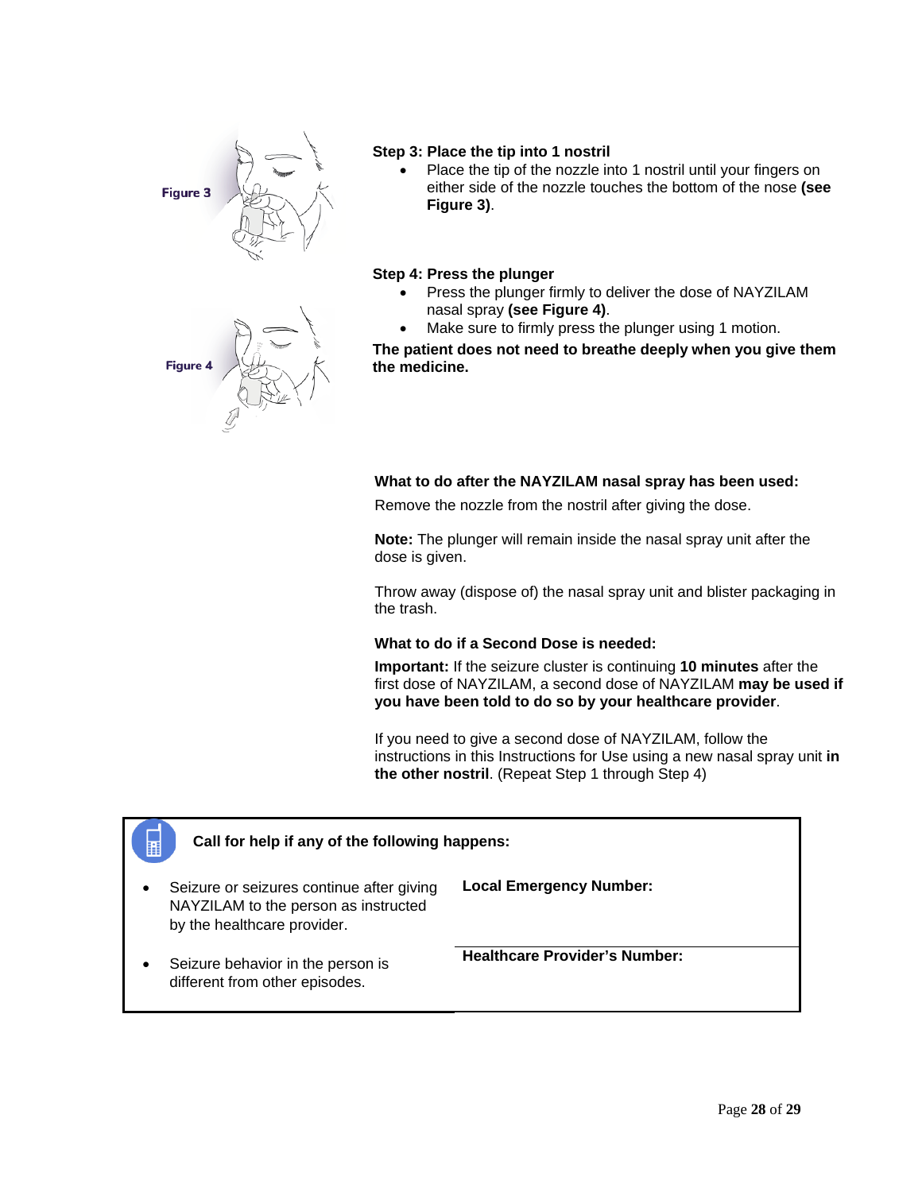Figure 3

**Step 3: Place the tip into 1 nostril**

- Place the tip of the nozzle into 1 nostril until your fingers on either side of the nozzle touches the bottom of the nose **(see Figure 3)**.

Figure 4

**Step 4: Press the plunger**

- Press the plunger firmly to deliver the dose of NAYZILAM nasal spray **(see Figure 4)**.
- Make sure to firmly press the plunger using 1 motion.

**The patient does not need to breathe deeply when you give them the medicine.**

**What to do after the NAYZILAM nasal spray has been used:**

Remove the nozzle from the nostril after giving the dose.

**Note:** The plunger will remain inside the nasal spray unit after the dose is given.

Throw away (dispose of) the nasal spray unit and blister packaging in the trash.

**What to do if a Second Dose is needed:**

**Important:** If the seizure cluster is continuing **10 minutes** after the first dose of NAYZILAM, a second dose of NAYZILAM **may be used if you have been told to do so by your healthcare provider**.

If you need to give a second dose of NAYZILAM, follow the instructions in this Instructions for Use using a new nasal spray unit **in the other nostril**. (Repeat Step 1 through Step 4)

**Call for help if any of the following happens:**

| | |
|---|---|
| • Seizure or seizures continue after giving NAYZILAM to the person as instructed by the healthcare provider. | **Local Emergency Number:** |
| • Seizure behavior in the person is different from other episodes. | **Healthcare Provider's Number:** |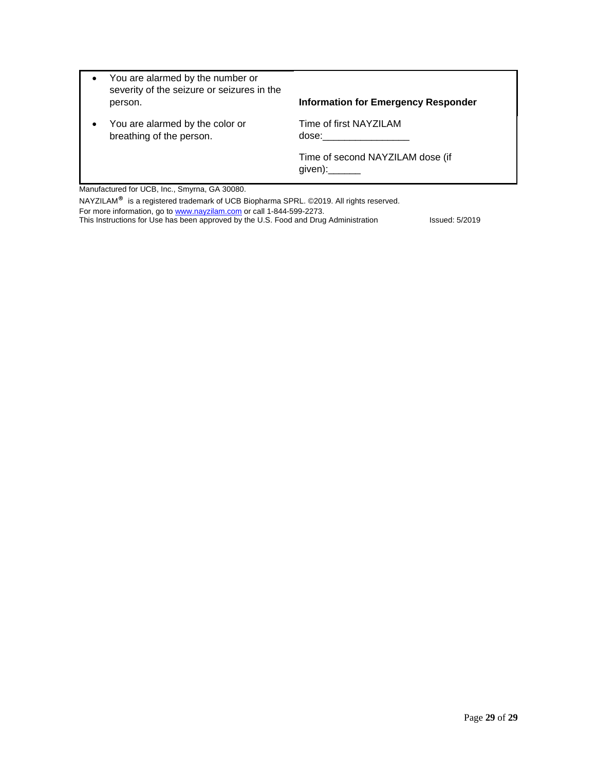| | |
|---|---|
| • You are alarmed by the number or severity of the seizure or seizures in the person.<br>• You are alarmed by the color or breathing of the person. | **Information for Emergency Responder**<br>Time of first NAYZILAM dose:________________<br>Time of second NAYZILAM dose (if given):______ |

Manufactured for UCB, Inc., Smyrna, GA 30080.

NAYZILAM® is a registered trademark of UCB Biopharma SPRL. ©2019. All rights reserved.

For more information, go to www.nayzilam.com or call 1-844-599-2273.

This Instructions for Use has been approved by the U.S. Food and Drug Administration Issued: 5/2019